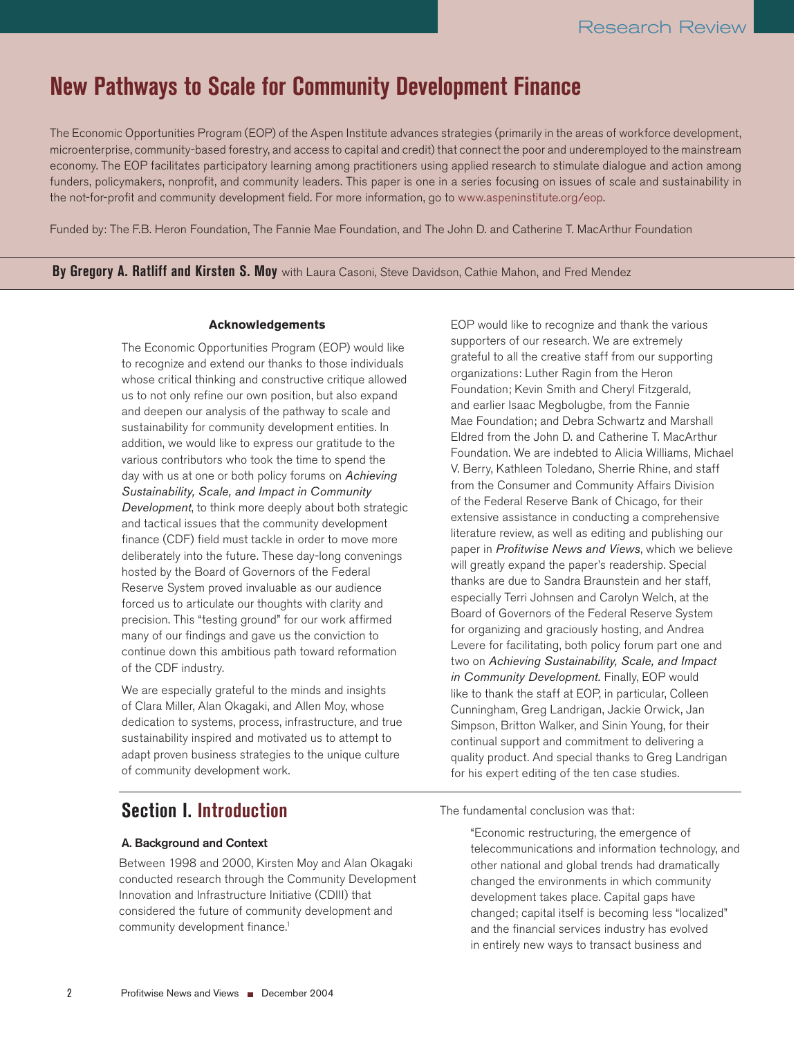Research Review

# New Pathways to Scale for Community Development Finance

The Economic Opportunities Program (EOP) of the Aspen Institute advances strategies (primarily in the areas of workforce development, microenterprise, community-based forestry, and access to capital and credit) that connect the poor and underemployed to the mainstream economy. The EOP facilitates participatory learning among practitioners using applied research to stimulate dialogue and action among funders, policymakers, nonprofit, and community leaders. This paper is one in a series focusing on issues of scale and sustainability in the not-for-profit and community development field. For more information, go to www.aspeninstitute.org/eop.

Funded by: The F.B. Heron Foundation, The Fannie Mae Foundation, and The John D. and Catherine T. MacArthur Foundation

**By Gregory A. Ratliff and Kirsten S. Moy** with Laura Casoni, Steve Davidson, Cathie Mahon, and Fred Mendez

### Acknowledgements

The Economic Opportunities Program (EOP) would like to recognize and extend our thanks to those individuals whose critical thinking and constructive critique allowed us to not only refine our own position, but also expand and deepen our analysis of the pathway to scale and sustainability for community development entities. In addition, we would like to express our gratitude to the various contributors who took the time to spend the day with us at one or both policy forums on *Achieving Sustainability, Scale, and Impact in Community Development*, to think more deeply about both strategic and tactical issues that the community development finance (CDF) field must tackle in order to move more deliberately into the future. These day-long convenings hosted by the Board of Governors of the Federal Reserve System proved invaluable as our audience forced us to articulate our thoughts with clarity and precision. This "testing ground" for our work affirmed many of our findings and gave us the conviction to continue down this ambitious path toward reformation of the CDF industry.

We are especially grateful to the minds and insights of Clara Miller, Alan Okagaki, and Allen Moy, whose dedication to systems, process, infrastructure, and true sustainability inspired and motivated us to attempt to adapt proven business strategies to the unique culture of community development work.

EOP would like to recognize and thank the various supporters of our research. We are extremely grateful to all the creative staff from our supporting organizations: Luther Ragin from the Heron Foundation; Kevin Smith and Cheryl Fitzgerald, and earlier Isaac Megbolugbe, from the Fannie Mae Foundation; and Debra Schwartz and Marshall Eldred from the John D. and Catherine T. MacArthur Foundation. We are indebted to Alicia Williams, Michael V. Berry, Kathleen Toledano, Sherrie Rhine, and staff from the Consumer and Community Affairs Division of the Federal Reserve Bank of Chicago, for their extensive assistance in conducting a comprehensive literature review, as well as editing and publishing our paper in *Profitwise News and Views*, which we believe will greatly expand the paper's readership. Special thanks are due to Sandra Braunstein and her staff, especially Terri Johnsen and Carolyn Welch, at the Board of Governors of the Federal Reserve System for organizing and graciously hosting, and Andrea Levere for facilitating, both policy forum part one and two on *Achieving Sustainability, Scale, and Impact in Community Development.* Finally, EOP would like to thank the staff at EOP, in particular, Colleen Cunningham, Greg Landrigan, Jackie Orwick, Jan Simpson, Britton Walker, and Sinin Young, for their continual support and commitment to delivering a quality product. And special thanks to Greg Landrigan for his expert editing of the ten case studies.

## Section I. Introduction

### A. Background and Context

Between 1998 and 2000, Kirsten Moy and Alan Okagaki conducted research through the Community Development Innovation and Infrastructure Initiative (CDIII) that considered the future of community development and community development finance.[1]

The fundamental conclusion was that:

> "Economic restructuring, the emergence of telecommunications and information technology, and other national and global trends had dramatically changed the environments in which community development takes place. Capital gaps have changed; capital itself is becoming less "localized" and the financial services industry has evolved in entirely new ways to transact business and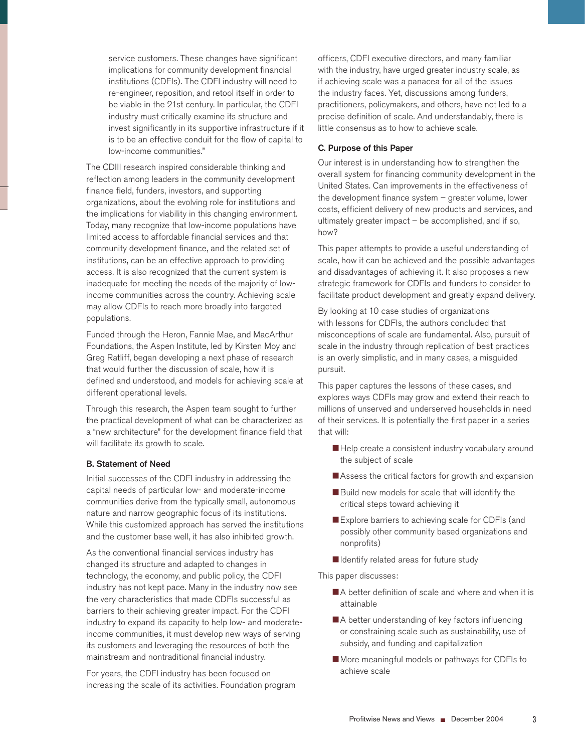> service customers. These changes have significant implications for community development financial institutions (CDFIs). The CDFI industry will need to re-engineer, reposition, and retool itself in order to be viable in the 21st century. In particular, the CDFI industry must critically examine its structure and invest significantly in its supportive infrastructure if it is to be an effective conduit for the flow of capital to low-income communities."

The CDIII research inspired considerable thinking and reflection among leaders in the community development finance field, funders, investors, and supporting organizations, about the evolving role for institutions and the implications for viability in this changing environment. Today, many recognize that low-income populations have limited access to affordable financial services and that community development finance, and the related set of institutions, can be an effective approach to providing access. It is also recognized that the current system is inadequate for meeting the needs of the majority of low-income communities across the country. Achieving scale may allow CDFIs to reach more broadly into targeted populations.

Funded through the Heron, Fannie Mae, and MacArthur Foundations, the Aspen Institute, led by Kirsten Moy and Greg Ratliff, began developing a next phase of research that would further the discussion of scale, how it is defined and understood, and models for achieving scale at different operational levels.

Through this research, the Aspen team sought to further the practical development of what can be characterized as a "new architecture" for the development finance field that will facilitate its growth to scale.

### B. Statement of Need

Initial successes of the CDFI industry in addressing the capital needs of particular low- and moderate-income communities derive from the typically small, autonomous nature and narrow geographic focus of its institutions. While this customized approach has served the institutions and the customer base well, it has also inhibited growth.

As the conventional financial services industry has changed its structure and adapted to changes in technology, the economy, and public policy, the CDFI industry has not kept pace. Many in the industry now see the very characteristics that made CDFIs successful as barriers to their achieving greater impact. For the CDFI industry to expand its capacity to help low- and moderate-income communities, it must develop new ways of serving its customers and leveraging the resources of both the mainstream and nontraditional financial industry.

For years, the CDFI industry has been focused on increasing the scale of its activities. Foundation program officers, CDFI executive directors, and many familiar with the industry, have urged greater industry scale, as if achieving scale was a panacea for all of the issues the industry faces. Yet, discussions among funders, practitioners, policymakers, and others, have not led to a precise definition of scale. And understandably, there is little consensus as to how to achieve scale.

### C. Purpose of this Paper

Our interest is in understanding how to strengthen the overall system for financing community development in the United States. Can improvements in the effectiveness of the development finance system – greater volume, lower costs, efficient delivery of new products and services, and ultimately greater impact – be accomplished, and if so, how?

This paper attempts to provide a useful understanding of scale, how it can be achieved and the possible advantages and disadvantages of achieving it. It also proposes a new strategic framework for CDFIs and funders to consider to facilitate product development and greatly expand delivery.

By looking at 10 case studies of organizations with lessons for CDFIs, the authors concluded that misconceptions of scale are fundamental. Also, pursuit of scale in the industry through replication of best practices is an overly simplistic, and in many cases, a misguided pursuit.

This paper captures the lessons of these cases, and explores ways CDFIs may grow and extend their reach to millions of unserved and underserved households in need of their services. It is potentially the first paper in a series that will:

- Help create a consistent industry vocabulary around the subject of scale
- Assess the critical factors for growth and expansion
- Build new models for scale that will identify the critical steps toward achieving it
- Explore barriers to achieving scale for CDFIs (and possibly other community based organizations and nonprofits)
- Identify related areas for future study

This paper discusses:

- A better definition of scale and where and when it is attainable
- A better understanding of key factors influencing or constraining scale such as sustainability, use of subsidy, and funding and capitalization
- More meaningful models or pathways for CDFIs to achieve scale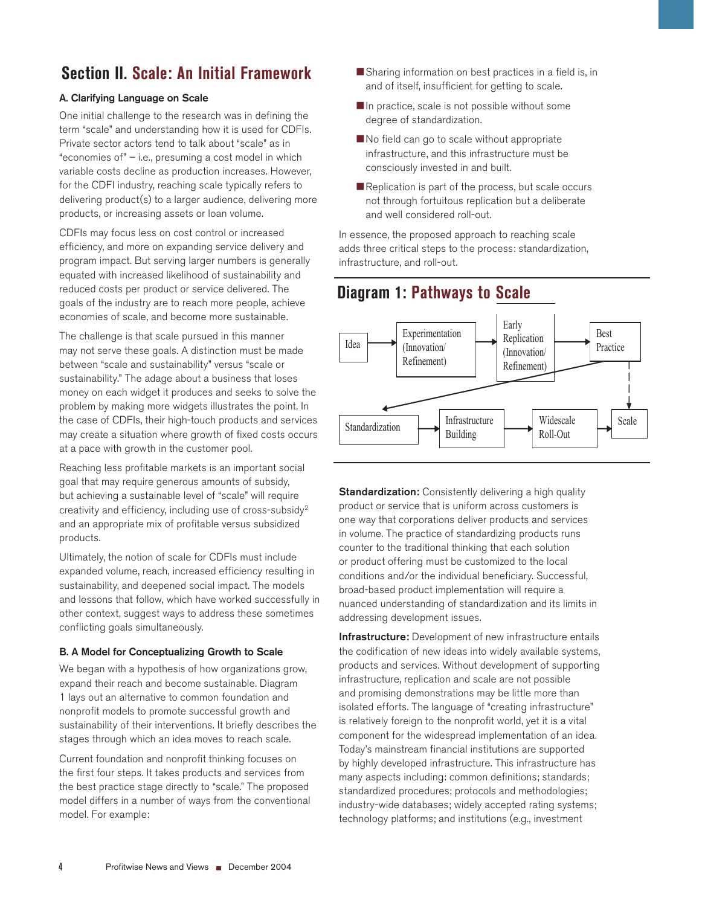# Section II. Scale: An Initial Framework

### A. Clarifying Language on Scale

One initial challenge to the research was in defining the term "scale" and understanding how it is used for CDFIs. Private sector actors tend to talk about "scale" as in "economies of" – i.e., presuming a cost model in which variable costs decline as production increases. However, for the CDFI industry, reaching scale typically refers to delivering product(s) to a larger audience, delivering more products, or increasing assets or loan volume.

CDFIs may focus less on cost control or increased efficiency, and more on expanding service delivery and program impact. But serving larger numbers is generally equated with increased likelihood of sustainability and reduced costs per product or service delivered. The goals of the industry are to reach more people, achieve economies of scale, and become more sustainable.

The challenge is that scale pursued in this manner may not serve these goals. A distinction must be made between "scale and sustainability" versus "scale or sustainability." The adage about a business that loses money on each widget it produces and seeks to solve the problem by making more widgets illustrates the point. In the case of CDFIs, their high-touch products and services may create a situation where growth of fixed costs occurs at a pace with growth in the customer pool.

Reaching less profitable markets is an important social goal that may require generous amounts of subsidy, but achieving a sustainable level of "scale" will require creativity and efficiency, including use of cross-subsidy[2] and an appropriate mix of profitable versus subsidized products.

Ultimately, the notion of scale for CDFIs must include expanded volume, reach, increased efficiency resulting in sustainability, and deepened social impact. The models and lessons that follow, which have worked successfully in other context, suggest ways to address these sometimes conflicting goals simultaneously.

### B. A Model for Conceptualizing Growth to Scale

We began with a hypothesis of how organizations grow, expand their reach and become sustainable. Diagram 1 lays out an alternative to common foundation and nonprofit models to promote successful growth and sustainability of their interventions. It briefly describes the stages through which an idea moves to reach scale.

Current foundation and nonprofit thinking focuses on the first four steps. It takes products and services from the best practice stage directly to "scale." The proposed model differs in a number of ways from the conventional model. For example:

- Sharing information on best practices in a field is, in and of itself, insufficient for getting to scale.
- In practice, scale is not possible without some degree of standardization.
- No field can go to scale without appropriate infrastructure, and this infrastructure must be consciously invested in and built.
- Replication is part of the process, but scale occurs not through fortuitous replication but a deliberate and well considered roll-out.

In essence, the proposed approach to reaching scale adds three critical steps to the process: standardization, infrastructure, and roll-out.

## Diagram 1: Pathways to Scale

Idea → Experimentation (Innovation/Refinement) → Early Replication (Innovation/Refinement) → Best Practice

Best Practice → Standardization → Infrastructure Building → Widescale Roll-Out → Scale

Best Practice - - → Scale

**Standardization:** Consistently delivering a high quality product or service that is uniform across customers is one way that corporations deliver products and services in volume. The practice of standardizing products runs counter to the traditional thinking that each solution or product offering must be customized to the local conditions and/or the individual beneficiary. Successful, broad-based product implementation will require a nuanced understanding of standardization and its limits in addressing development issues.

**Infrastructure:** Development of new infrastructure entails the codification of new ideas into widely available systems, products and services. Without development of supporting infrastructure, replication and scale are not possible and promising demonstrations may be little more than isolated efforts. The language of "creating infrastructure" is relatively foreign to the nonprofit world, yet it is a vital component for the widespread implementation of an idea. Today's mainstream financial institutions are supported by highly developed infrastructure. This infrastructure has many aspects including: common definitions; standards; standardized procedures; protocols and methodologies; industry-wide databases; widely accepted rating systems; technology platforms; and institutions (e.g., investment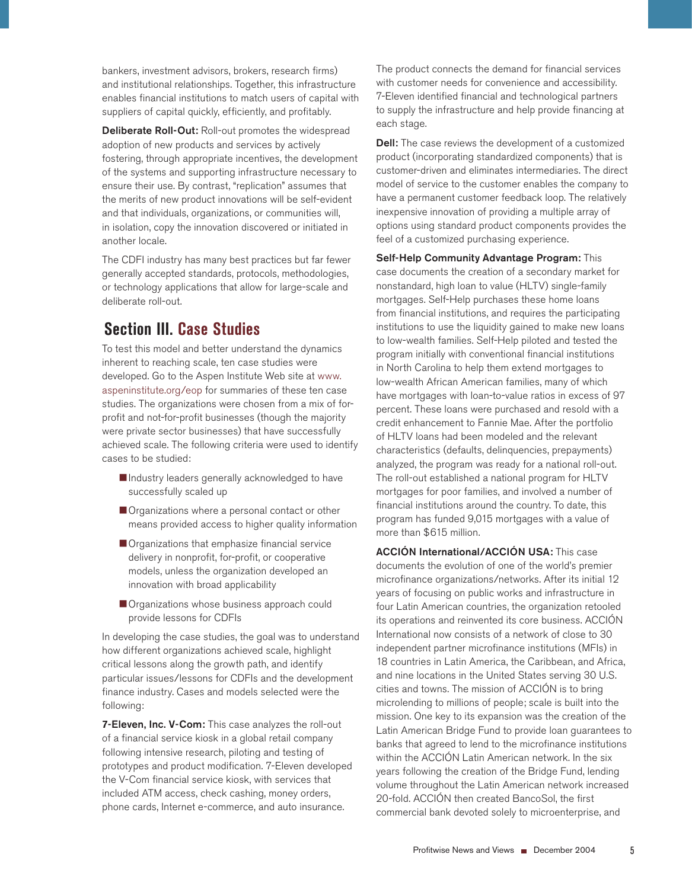bankers, investment advisors, brokers, research firms) and institutional relationships. Together, this infrastructure enables financial institutions to match users of capital with suppliers of capital quickly, efficiently, and profitably.

**Deliberate Roll-Out:** Roll-out promotes the widespread adoption of new products and services by actively fostering, through appropriate incentives, the development of the systems and supporting infrastructure necessary to ensure their use. By contrast, "replication" assumes that the merits of new product innovations will be self-evident and that individuals, organizations, or communities will, in isolation, copy the innovation discovered or initiated in another locale.

The CDFI industry has many best practices but far fewer generally accepted standards, protocols, methodologies, or technology applications that allow for large-scale and deliberate roll-out.

## Section III. Case Studies

To test this model and better understand the dynamics inherent to reaching scale, ten case studies were developed. Go to the Aspen Institute Web site at www.aspeninstitute.org/eop for summaries of these ten case studies. The organizations were chosen from a mix of for-profit and not-for-profit businesses (though the majority were private sector businesses) that have successfully achieved scale. The following criteria were used to identify cases to be studied:

- Industry leaders generally acknowledged to have successfully scaled up
- Organizations where a personal contact or other means provided access to higher quality information
- Organizations that emphasize financial service delivery in nonprofit, for-profit, or cooperative models, unless the organization developed an innovation with broad applicability
- Organizations whose business approach could provide lessons for CDFIs

In developing the case studies, the goal was to understand how different organizations achieved scale, highlight critical lessons along the growth path, and identify particular issues/lessons for CDFIs and the development finance industry. Cases and models selected were the following:

**7-Eleven, Inc. V-Com:** This case analyzes the roll-out of a financial service kiosk in a global retail company following intensive research, piloting and testing of prototypes and product modification. 7-Eleven developed the V-Com financial service kiosk, with services that included ATM access, check cashing, money orders, phone cards, Internet e-commerce, and auto insurance. The product connects the demand for financial services with customer needs for convenience and accessibility. 7-Eleven identified financial and technological partners to supply the infrastructure and help provide financing at each stage.

**Dell:** The case reviews the development of a customized product (incorporating standardized components) that is customer-driven and eliminates intermediaries. The direct model of service to the customer enables the company to have a permanent customer feedback loop. The relatively inexpensive innovation of providing a multiple array of options using standard product components provides the feel of a customized purchasing experience.

**Self-Help Community Advantage Program:** This case documents the creation of a secondary market for nonstandard, high loan to value (HLTV) single-family mortgages. Self-Help purchases these home loans from financial institutions, and requires the participating institutions to use the liquidity gained to make new loans to low-wealth families. Self-Help piloted and tested the program initially with conventional financial institutions in North Carolina to help them extend mortgages to low-wealth African American families, many of which have mortgages with loan-to-value ratios in excess of 97 percent. These loans were purchased and resold with a credit enhancement to Fannie Mae. After the portfolio of HLTV loans had been modeled and the relevant characteristics (defaults, delinquencies, prepayments) analyzed, the program was ready for a national roll-out. The roll-out established a national program for HLTV mortgages for poor families, and involved a number of financial institutions around the country. To date, this program has funded 9,015 mortgages with a value of more than $615 million.

**ACCIÓN International/ACCIÓN USA:** This case documents the evolution of one of the world's premier microfinance organizations/networks. After its initial 12 years of focusing on public works and infrastructure in four Latin American countries, the organization retooled its operations and reinvented its core business. ACCIÓN International now consists of a network of close to 30 independent partner microfinance institutions (MFIs) in 18 countries in Latin America, the Caribbean, and Africa, and nine locations in the United States serving 30 U.S. cities and towns. The mission of ACCIÓN is to bring microlending to millions of people; scale is built into the mission. One key to its expansion was the creation of the Latin American Bridge Fund to provide loan guarantees to banks that agreed to lend to the microfinance institutions within the ACCIÓN Latin American network. In the six years following the creation of the Bridge Fund, lending volume throughout the Latin American network increased 20-fold. ACCIÓN then created BancoSol, the first commercial bank devoted solely to microenterprise, and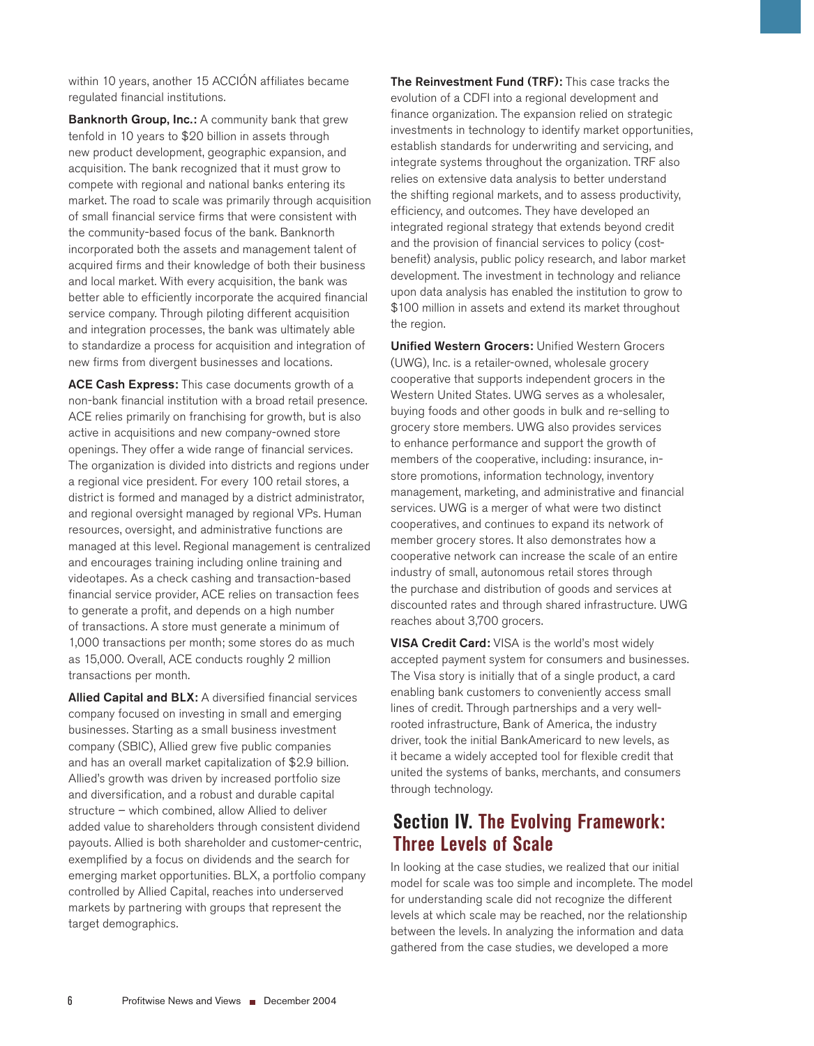within 10 years, another 15 ACCIÓN affiliates became regulated financial institutions.

**Banknorth Group, Inc.:** A community bank that grew tenfold in 10 years to $20 billion in assets through new product development, geographic expansion, and acquisition. The bank recognized that it must grow to compete with regional and national banks entering its market. The road to scale was primarily through acquisition of small financial service firms that were consistent with the community-based focus of the bank. Banknorth incorporated both the assets and management talent of acquired firms and their knowledge of both their business and local market. With every acquisition, the bank was better able to efficiently incorporate the acquired financial service company. Through piloting different acquisition and integration processes, the bank was ultimately able to standardize a process for acquisition and integration of new firms from divergent businesses and locations.

**ACE Cash Express:** This case documents growth of a non-bank financial institution with a broad retail presence. ACE relies primarily on franchising for growth, but is also active in acquisitions and new company-owned store openings. They offer a wide range of financial services. The organization is divided into districts and regions under a regional vice president. For every 100 retail stores, a district is formed and managed by a district administrator, and regional oversight managed by regional VPs. Human resources, oversight, and administrative functions are managed at this level. Regional management is centralized and encourages training including online training and videotapes. As a check cashing and transaction-based financial service provider, ACE relies on transaction fees to generate a profit, and depends on a high number of transactions. A store must generate a minimum of 1,000 transactions per month; some stores do as much as 15,000. Overall, ACE conducts roughly 2 million transactions per month.

**Allied Capital and BLX:** A diversified financial services company focused on investing in small and emerging businesses. Starting as a small business investment company (SBIC), Allied grew five public companies and has an overall market capitalization of $2.9 billion. Allied's growth was driven by increased portfolio size and diversification, and a robust and durable capital structure – which combined, allow Allied to deliver added value to shareholders through consistent dividend payouts. Allied is both shareholder and customer-centric, exemplified by a focus on dividends and the search for emerging market opportunities. BLX, a portfolio company controlled by Allied Capital, reaches into underserved markets by partnering with groups that represent the target demographics.

**The Reinvestment Fund (TRF):** This case tracks the evolution of a CDFI into a regional development and finance organization. The expansion relied on strategic investments in technology to identify market opportunities, establish standards for underwriting and servicing, and integrate systems throughout the organization. TRF also relies on extensive data analysis to better understand the shifting regional markets, and to assess productivity, efficiency, and outcomes. They have developed an integrated regional strategy that extends beyond credit and the provision of financial services to policy (cost-benefit) analysis, public policy research, and labor market development. The investment in technology and reliance upon data analysis has enabled the institution to grow to $100 million in assets and extend its market throughout the region.

**Unified Western Grocers:** Unified Western Grocers (UWG), Inc. is a retailer-owned, wholesale grocery cooperative that supports independent grocers in the Western United States. UWG serves as a wholesaler, buying foods and other goods in bulk and re-selling to grocery store members. UWG also provides services to enhance performance and support the growth of members of the cooperative, including: insurance, in-store promotions, information technology, inventory management, marketing, and administrative and financial services. UWG is a merger of what were two distinct cooperatives, and continues to expand its network of member grocery stores. It also demonstrates how a cooperative network can increase the scale of an entire industry of small, autonomous retail stores through the purchase and distribution of goods and services at discounted rates and through shared infrastructure. UWG reaches about 3,700 grocers.

**VISA Credit Card:** VISA is the world's most widely accepted payment system for consumers and businesses. The Visa story is initially that of a single product, a card enabling bank customers to conveniently access small lines of credit. Through partnerships and a very well-rooted infrastructure, Bank of America, the industry driver, took the initial BankAmericard to new levels, as it became a widely accepted tool for flexible credit that united the systems of banks, merchants, and consumers through technology.

## Section IV. The Evolving Framework: Three Levels of Scale

In looking at the case studies, we realized that our initial model for scale was too simple and incomplete. The model for understanding scale did not recognize the different levels at which scale may be reached, nor the relationship between the levels. In analyzing the information and data gathered from the case studies, we developed a more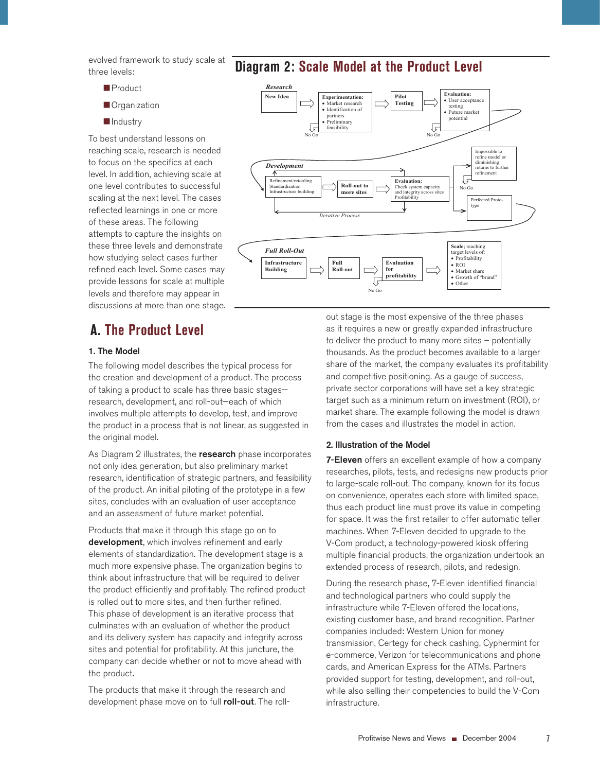evolved framework to study scale at three levels:

- Product
- Organization
- Industry

To best understand lessons on reaching scale, research is needed to focus on the specifics at each level. In addition, achieving scale at one level contributes to successful scaling at the next level. The cases reflected learnings in one or more of these areas. The following attempts to capture the insights on these three levels and demonstrate how studying select cases further refined each level. Some cases may provide lessons for scale at multiple levels and therefore may appear in discussions at more than one stage.

## Diagram 2: Scale Model at the Product Level

*Research*

- New Idea → Experimentation: • Market research • Identification of partners • Preliminary feasibility (No Go) → Pilot Testing → Evaluation: • User acceptance testing • Future market potential (No Go)

*Development*

- Refinement/retooling Standardization Infrastructure building → Roll-out to more sites → Evaluation: Check system capacity and integrity across sites Profitability
- Impossible to refine model or diminishing returns to further refinement (No Go)
- Perfected Prototype
- *Iterative Process*

*Full Roll-Out*

- Infrastructure Building → Full Roll-out → Evaluation for profitability (No Go) → Scale; reaching target levels of: • Profitability • ROI • Market share • Growth of "brand" • Other

## A. The Product Level

### 1. The Model

The following model describes the typical process for the creation and development of a product. The process of taking a product to scale has three basic stages—research, development, and roll-out—each of which involves multiple attempts to develop, test, and improve the product in a process that is not linear, as suggested in the original model.

As Diagram 2 illustrates, the **research** phase incorporates not only idea generation, but also preliminary market research, identification of strategic partners, and feasibility of the product. An initial piloting of the prototype in a few sites, concludes with an evaluation of user acceptance and an assessment of future market potential.

Products that make it through this stage go on to **development**, which involves refinement and early elements of standardization. The development stage is a much more expensive phase. The organization begins to think about infrastructure that will be required to deliver the product efficiently and profitably. The refined product is rolled out to more sites, and then further refined. This phase of development is an iterative process that culminates with an evaluation of whether the product and its delivery system has capacity and integrity across sites and potential for profitability. At this juncture, the company can decide whether or not to move ahead with the product.

The products that make it through the research and development phase move on to full **roll-out**. The roll-out stage is the most expensive of the three phases as it requires a new or greatly expanded infrastructure to deliver the product to many more sites – potentially thousands. As the product becomes available to a larger share of the market, the company evaluates its profitability and competitive positioning. As a gauge of success, private sector corporations will have set a key strategic target such as a minimum return on investment (ROI), or market share. The example following the model is drawn from the cases and illustrates the model in action.

### 2. Illustration of the Model

**7-Eleven** offers an excellent example of how a company researches, pilots, tests, and redesigns new products prior to large-scale roll-out. The company, known for its focus on convenience, operates each store with limited space, thus each product line must prove its value in competing for space. It was the first retailer to offer automatic teller machines. When 7-Eleven decided to upgrade to the V-Com product, a technology-powered kiosk offering multiple financial products, the organization undertook an extended process of research, pilots, and redesign.

During the research phase, 7-Eleven identified financial and technological partners who could supply the infrastructure while 7-Eleven offered the locations, existing customer base, and brand recognition. Partner companies included: Western Union for money transmission, Certegy for check cashing, Cyphermint for e-commerce, Verizon for telecommunications and phone cards, and American Express for the ATMs. Partners provided support for testing, development, and roll-out, while also selling their competencies to build the V-Com infrastructure.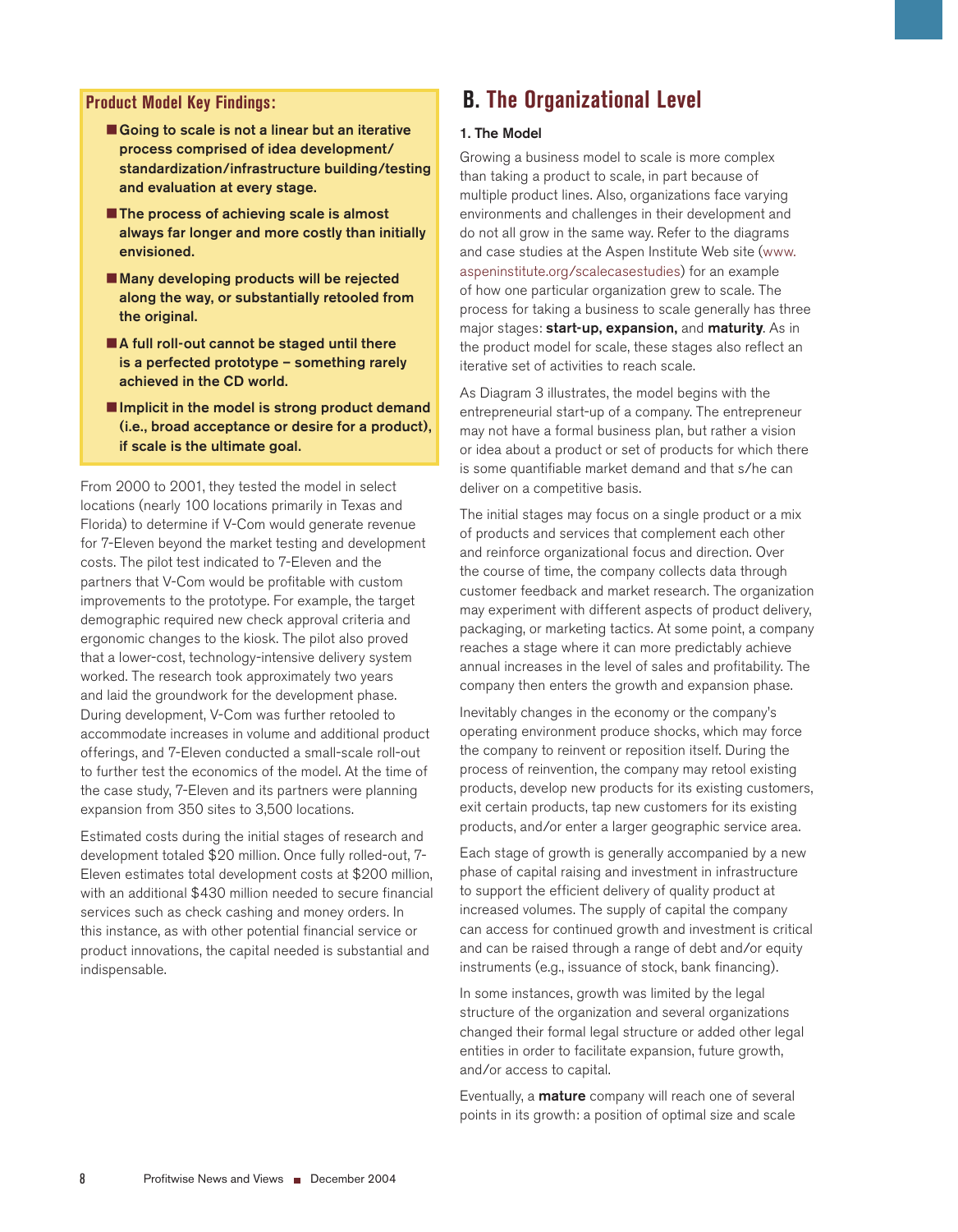**Product Model Key Findings:**

- **Going to scale is not a linear but an iterative process comprised of idea development/standardization/infrastructure building/testing and evaluation at every stage.**
- **The process of achieving scale is almost always far longer and more costly than initially envisioned.**
- **Many developing products will be rejected along the way, or substantially retooled from the original.**
- **A full roll-out cannot be staged until there is a perfected prototype – something rarely achieved in the CD world.**
- **Implicit in the model is strong product demand (i.e., broad acceptance or desire for a product), if scale is the ultimate goal.**

From 2000 to 2001, they tested the model in select locations (nearly 100 locations primarily in Texas and Florida) to determine if V-Com would generate revenue for 7-Eleven beyond the market testing and development costs. The pilot test indicated to 7-Eleven and the partners that V-Com would be profitable with custom improvements to the prototype. For example, the target demographic required new check approval criteria and ergonomic changes to the kiosk. The pilot also proved that a lower-cost, technology-intensive delivery system worked. The research took approximately two years and laid the groundwork for the development phase. During development, V-Com was further retooled to accommodate increases in volume and additional product offerings, and 7-Eleven conducted a small-scale roll-out to further test the economics of the model. At the time of the case study, 7-Eleven and its partners were planning expansion from 350 sites to 3,500 locations.

Estimated costs during the initial stages of research and development totaled $20 million. Once fully rolled-out, 7-Eleven estimates total development costs at $200 million, with an additional $430 million needed to secure financial services such as check cashing and money orders. In this instance, as with other potential financial service or product innovations, the capital needed is substantial and indispensable.

## B. The Organizational Level

### 1. The Model

Growing a business model to scale is more complex than taking a product to scale, in part because of multiple product lines. Also, organizations face varying environments and challenges in their development and do not all grow in the same way. Refer to the diagrams and case studies at the Aspen Institute Web site (www.aspeninstitute.org/scalecasestudies) for an example of how one particular organization grew to scale. The process for taking a business to scale generally has three major stages: **start-up, expansion,** and **maturity**. As in the product model for scale, these stages also reflect an iterative set of activities to reach scale.

As Diagram 3 illustrates, the model begins with the entrepreneurial start-up of a company. The entrepreneur may not have a formal business plan, but rather a vision or idea about a product or set of products for which there is some quantifiable market demand and that s/he can deliver on a competitive basis.

The initial stages may focus on a single product or a mix of products and services that complement each other and reinforce organizational focus and direction. Over the course of time, the company collects data through customer feedback and market research. The organization may experiment with different aspects of product delivery, packaging, or marketing tactics. At some point, a company reaches a stage where it can more predictably achieve annual increases in the level of sales and profitability. The company then enters the growth and expansion phase.

Inevitably changes in the economy or the company's operating environment produce shocks, which may force the company to reinvent or reposition itself. During the process of reinvention, the company may retool existing products, develop new products for its existing customers, exit certain products, tap new customers for its existing products, and/or enter a larger geographic service area.

Each stage of growth is generally accompanied by a new phase of capital raising and investment in infrastructure to support the efficient delivery of quality product at increased volumes. The supply of capital the company can access for continued growth and investment is critical and can be raised through a range of debt and/or equity instruments (e.g., issuance of stock, bank financing).

In some instances, growth was limited by the legal structure of the organization and several organizations changed their formal legal structure or added other legal entities in order to facilitate expansion, future growth, and/or access to capital.

Eventually, a **mature** company will reach one of several points in its growth: a position of optimal size and scale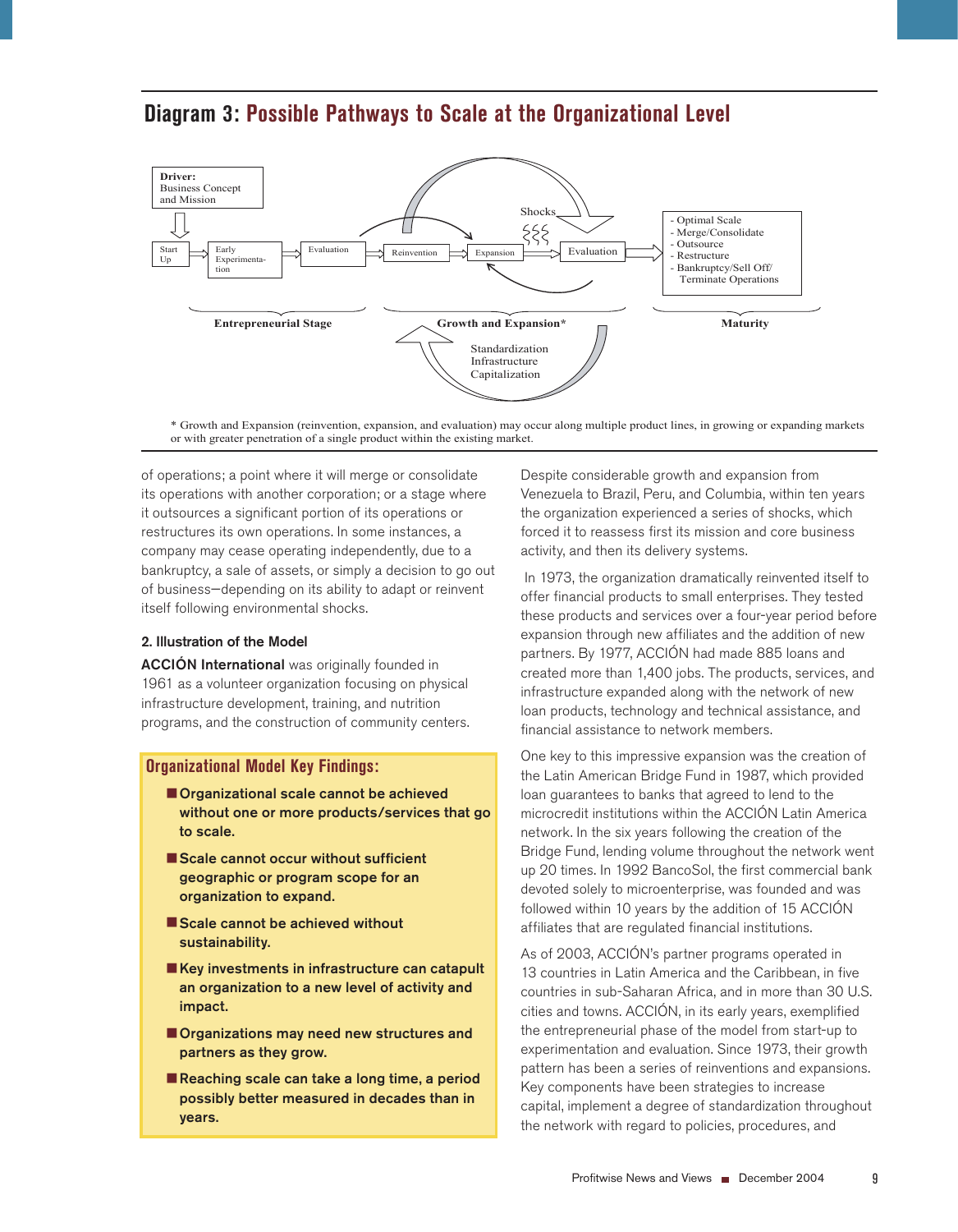## Diagram 3: Possible Pathways to Scale at the Organizational Level

**Driver:** Business Concept and Mission

Start Up → Early Experimentation → Evaluation → Reinvention → Expansion → Evaluation (Shocks) → 
- Optimal Scale
- Merge/Consolidate
- Outsource
- Restructure
- Bankruptcy/Sell Off/ Terminate Operations

**Entrepreneurial Stage** | **Growth and Expansion*** | **Maturity**

Standardization
Infrastructure
Capitalization

\* Growth and Expansion (reinvention, expansion, and evaluation) may occur along multiple product lines, in growing or expanding markets or with greater penetration of a single product within the existing market.

of operations; a point where it will merge or consolidate its operations with another corporation; or a stage where it outsources a significant portion of its operations or restructures its own operations. In some instances, a company may cease operating independently, due to a bankruptcy, a sale of assets, or simply a decision to go out of business—depending on its ability to adapt or reinvent itself following environmental shocks.

### 2. Illustration of the Model

**ACCIÓN International** was originally founded in 1961 as a volunteer organization focusing on physical infrastructure development, training, and nutrition programs, and the construction of community centers.

> **Organizational Model Key Findings:**
>
> - **Organizational scale cannot be achieved without one or more products/services that go to scale.**
> - **Scale cannot occur without sufficient geographic or program scope for an organization to expand.**
> - **Scale cannot be achieved without sustainability.**
> - **Key investments in infrastructure can catapult an organization to a new level of activity and impact.**
> - **Organizations may need new structures and partners as they grow.**
> - **Reaching scale can take a long time, a period possibly better measured in decades than in years.**

Despite considerable growth and expansion from Venezuela to Brazil, Peru, and Columbia, within ten years the organization experienced a series of shocks, which forced it to reassess first its mission and core business activity, and then its delivery systems.

In 1973, the organization dramatically reinvented itself to offer financial products to small enterprises. They tested these products and services over a four-year period before expansion through new affiliates and the addition of new partners. By 1977, ACCIÓN had made 885 loans and created more than 1,400 jobs. The products, services, and infrastructure expanded along with the network of new loan products, technology and technical assistance, and financial assistance to network members.

One key to this impressive expansion was the creation of the Latin American Bridge Fund in 1987, which provided loan guarantees to banks that agreed to lend to the microcredit institutions within the ACCIÓN Latin America network. In the six years following the creation of the Bridge Fund, lending volume throughout the network went up 20 times. In 1992 BancoSol, the first commercial bank devoted solely to microenterprise, was founded and was followed within 10 years by the addition of 15 ACCIÓN affiliates that are regulated financial institutions.

As of 2003, ACCIÓN's partner programs operated in 13 countries in Latin America and the Caribbean, in five countries in sub-Saharan Africa, and in more than 30 U.S. cities and towns. ACCIÓN, in its early years, exemplified the entrepreneurial phase of the model from start-up to experimentation and evaluation. Since 1973, their growth pattern has been a series of reinventions and expansions. Key components have been strategies to increase capital, implement a degree of standardization throughout the network with regard to policies, procedures, and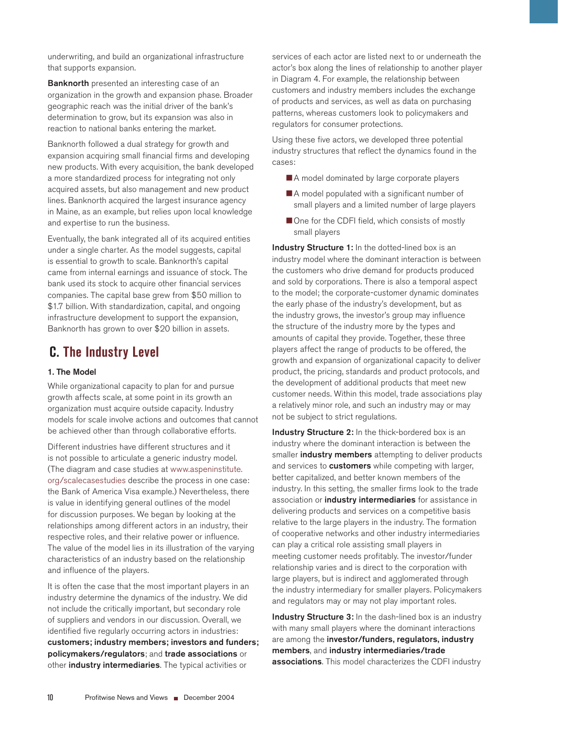underwriting, and build an organizational infrastructure that supports expansion.

**Banknorth** presented an interesting case of an organization in the growth and expansion phase. Broader geographic reach was the initial driver of the bank's determination to grow, but its expansion was also in reaction to national banks entering the market.

Banknorth followed a dual strategy for growth and expansion acquiring small financial firms and developing new products. With every acquisition, the bank developed a more standardized process for integrating not only acquired assets, but also management and new product lines. Banknorth acquired the largest insurance agency in Maine, as an example, but relies upon local knowledge and expertise to run the business.

Eventually, the bank integrated all of its acquired entities under a single charter. As the model suggests, capital is essential to growth to scale. Banknorth's capital came from internal earnings and issuance of stock. The bank used its stock to acquire other financial services companies. The capital base grew from $50 million to $1.7 billion. With standardization, capital, and ongoing infrastructure development to support the expansion, Banknorth has grown to over $20 billion in assets.

## C. The Industry Level

### 1. The Model

While organizational capacity to plan for and pursue growth affects scale, at some point in its growth an organization must acquire outside capacity. Industry models for scale involve actions and outcomes that cannot be achieved other than through collaborative efforts.

Different industries have different structures and it is not possible to articulate a generic industry model. (The diagram and case studies at www.aspeninstitute.org/scalecasestudies describe the process in one case: the Bank of America Visa example.) Nevertheless, there is value in identifying general outlines of the model for discussion purposes. We began by looking at the relationships among different actors in an industry, their respective roles, and their relative power or influence. The value of the model lies in its illustration of the varying characteristics of an industry based on the relationship and influence of the players.

It is often the case that the most important players in an industry determine the dynamics of the industry. We did not include the critically important, but secondary role of suppliers and vendors in our discussion. Overall, we identified five regularly occurring actors in industries: **customers; industry members; investors and funders; policymakers/regulators**; and **trade associations** or other **industry intermediaries**. The typical activities or services of each actor are listed next to or underneath the actor's box along the lines of relationship to another player in Diagram 4. For example, the relationship between customers and industry members includes the exchange of products and services, as well as data on purchasing patterns, whereas customers look to policymakers and regulators for consumer protections.

Using these five actors, we developed three potential industry structures that reflect the dynamics found in the cases:

- A model dominated by large corporate players
- A model populated with a significant number of small players and a limited number of large players
- One for the CDFI field, which consists of mostly small players

**Industry Structure 1:** In the dotted-lined box is an industry model where the dominant interaction is between the customers who drive demand for products produced and sold by corporations. There is also a temporal aspect to the model; the corporate-customer dynamic dominates the early phase of the industry's development, but as the industry grows, the investor's group may influence the structure of the industry more by the types and amounts of capital they provide. Together, these three players affect the range of products to be offered, the growth and expansion of organizational capacity to deliver product, the pricing, standards and product protocols, and the development of additional products that meet new customer needs. Within this model, trade associations play a relatively minor role, and such an industry may or may not be subject to strict regulations.

**Industry Structure 2:** In the thick-bordered box is an industry where the dominant interaction is between the smaller **industry members** attempting to deliver products and services to **customers** while competing with larger, better capitalized, and better known members of the industry. In this setting, the smaller firms look to the trade association or **industry intermediaries** for assistance in delivering products and services on a competitive basis relative to the large players in the industry. The formation of cooperative networks and other industry intermediaries can play a critical role assisting small players in meeting customer needs profitably. The investor/funder relationship varies and is direct to the corporation with large players, but is indirect and agglomerated through the industry intermediary for smaller players. Policymakers and regulators may or may not play important roles.

**Industry Structure 3:** In the dash-lined box is an industry with many small players where the dominant interactions are among the **investor/funders, regulators, industry members**, and **industry intermediaries/trade associations**. This model characterizes the CDFI industry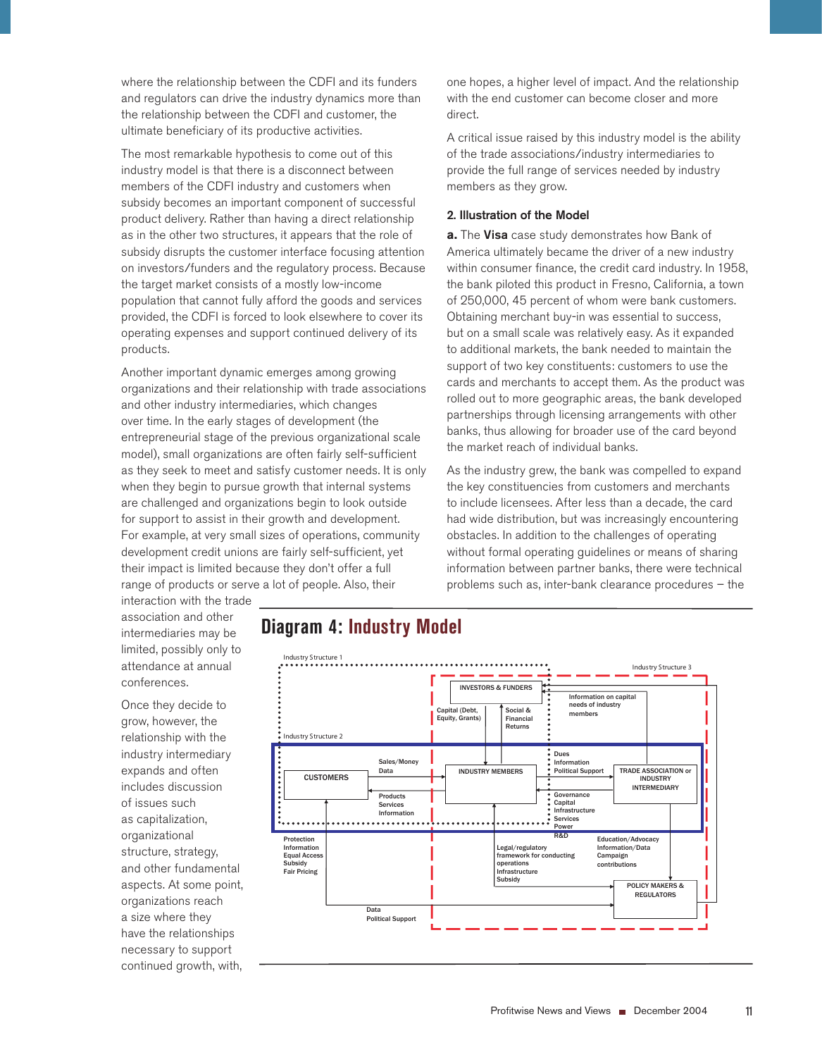where the relationship between the CDFI and its funders and regulators can drive the industry dynamics more than the relationship between the CDFI and customer, the ultimate beneficiary of its productive activities.

The most remarkable hypothesis to come out of this industry model is that there is a disconnect between members of the CDFI industry and customers when subsidy becomes an important component of successful product delivery. Rather than having a direct relationship as in the other two structures, it appears that the role of subsidy disrupts the customer interface focusing attention on investors/funders and the regulatory process. Because the target market consists of a mostly low-income population that cannot fully afford the goods and services provided, the CDFI is forced to look elsewhere to cover its operating expenses and support continued delivery of its products.

Another important dynamic emerges among growing organizations and their relationship with trade associations and other industry intermediaries, which changes over time. In the early stages of development (the entrepreneurial stage of the previous organizational scale model), small organizations are often fairly self-sufficient as they seek to meet and satisfy customer needs. It is only when they begin to pursue growth that internal systems are challenged and organizations begin to look outside for support to assist in their growth and development. For example, at very small sizes of operations, community development credit unions are fairly self-sufficient, yet their impact is limited because they don't offer a full range of products or serve a lot of people. Also, their interaction with the trade association and other intermediaries may be limited, possibly only to attendance at annual conferences.

Once they decide to grow, however, the relationship with the industry intermediary expands and often includes discussion of issues such as capitalization, organizational structure, strategy, and other fundamental aspects. At some point, organizations reach a size where they have the relationships necessary to support continued growth, with, one hopes, a higher level of impact. And the relationship with the end customer can become closer and more direct.

A critical issue raised by this industry model is the ability of the trade associations/industry intermediaries to provide the full range of services needed by industry members as they grow.

### 2. Illustration of the Model

**a.** The **Visa** case study demonstrates how Bank of America ultimately became the driver of a new industry within consumer finance, the credit card industry. In 1958, the bank piloted this product in Fresno, California, a town of 250,000, 45 percent of whom were bank customers. Obtaining merchant buy-in was essential to success, but on a small scale was relatively easy. As it expanded to additional markets, the bank needed to maintain the support of two key constituents: customers to use the cards and merchants to accept them. As the product was rolled out to more geographic areas, the bank developed partnerships through licensing arrangements with other banks, thus allowing for broader use of the card beyond the market reach of individual banks.

As the industry grew, the bank was compelled to expand the key constituencies from customers and merchants to include licensees. After less than a decade, the card had wide distribution, but was increasingly encountering obstacles. In addition to the challenges of operating without formal operating guidelines or means of sharing information between partner banks, there were technical problems such as, inter-bank clearance procedures – the

## Diagram 4: Industry Model

Industry Structure 1

Industry Structure 2

Industry Structure 3

INVESTORS & FUNDERS

Capital (Debt, Equity, Grants)

Social & Financial Returns

Information on capital needs of industry members

CUSTOMERS

Sales/Money Data

Products Services Information

INDUSTRY MEMBERS

Dues Information Political Support

Governance Capital Infrastructure Services Power R&D

TRADE ASSOCIATION or INDUSTRY INTERMEDIARY

Protection Information Equal Access Subsidy Fair Pricing

Legal/regulatory framework for conducting operations Infrastructure Subsidy

Education/Advocacy Information/Data Campaign contributions

POLICY MAKERS & REGULATORS

Data Political Support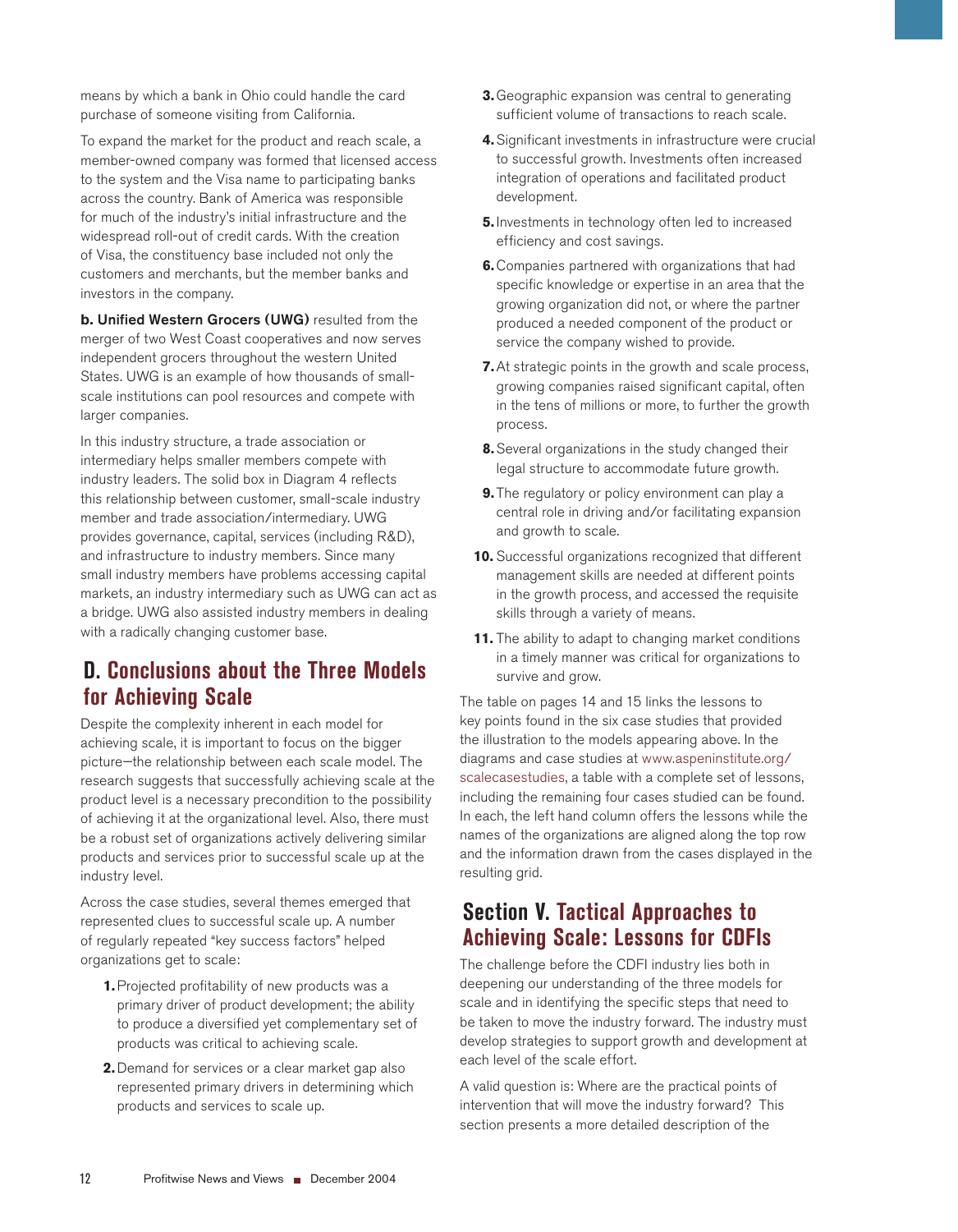means by which a bank in Ohio could handle the card purchase of someone visiting from California.

To expand the market for the product and reach scale, a member-owned company was formed that licensed access to the system and the Visa name to participating banks across the country. Bank of America was responsible for much of the industry's initial infrastructure and the widespread roll-out of credit cards. With the creation of Visa, the constituency base included not only the customers and merchants, but the member banks and investors in the company.

**b. Unified Western Grocers (UWG)** resulted from the merger of two West Coast cooperatives and now serves independent grocers throughout the western United States. UWG is an example of how thousands of small-scale institutions can pool resources and compete with larger companies.

In this industry structure, a trade association or intermediary helps smaller members compete with industry leaders. The solid box in Diagram 4 reflects this relationship between customer, small-scale industry member and trade association/intermediary. UWG provides governance, capital, services (including R&D), and infrastructure to industry members. Since many small industry members have problems accessing capital markets, an industry intermediary such as UWG can act as a bridge. UWG also assisted industry members in dealing with a radically changing customer base.

## D. Conclusions about the Three Models for Achieving Scale

Despite the complexity inherent in each model for achieving scale, it is important to focus on the bigger picture—the relationship between each scale model. The research suggests that successfully achieving scale at the product level is a necessary precondition to the possibility of achieving it at the organizational level. Also, there must be a robust set of organizations actively delivering similar products and services prior to successful scale up at the industry level.

Across the case studies, several themes emerged that represented clues to successful scale up. A number of regularly repeated "key success factors" helped organizations get to scale:

1. Projected profitability of new products was a primary driver of product development; the ability to produce a diversified yet complementary set of products was critical to achieving scale.
2. Demand for services or a clear market gap also represented primary drivers in determining which products and services to scale up.
3. Geographic expansion was central to generating sufficient volume of transactions to reach scale.
4. Significant investments in infrastructure were crucial to successful growth. Investments often increased integration of operations and facilitated product development.
5. Investments in technology often led to increased efficiency and cost savings.
6. Companies partnered with organizations that had specific knowledge or expertise in an area that the growing organization did not, or where the partner produced a needed component of the product or service the company wished to provide.
7. At strategic points in the growth and scale process, growing companies raised significant capital, often in the tens of millions or more, to further the growth process.
8. Several organizations in the study changed their legal structure to accommodate future growth.
9. The regulatory or policy environment can play a central role in driving and/or facilitating expansion and growth to scale.
10. Successful organizations recognized that different management skills are needed at different points in the growth process, and accessed the requisite skills through a variety of means.
11. The ability to adapt to changing market conditions in a timely manner was critical for organizations to survive and grow.

The table on pages 14 and 15 links the lessons to key points found in the six case studies that provided the illustration to the models appearing above. In the diagrams and case studies at www.aspeninstitute.org/scalecasestudies, a table with a complete set of lessons, including the remaining four cases studied can be found. In each, the left hand column offers the lessons while the names of the organizations are aligned along the top row and the information drawn from the cases displayed in the resulting grid.

# Section V. Tactical Approaches to Achieving Scale: Lessons for CDFIs

The challenge before the CDFI industry lies both in deepening our understanding of the three models for scale and in identifying the specific steps that need to be taken to move the industry forward. The industry must develop strategies to support growth and development at each level of the scale effort.

A valid question is: Where are the practical points of intervention that will move the industry forward? This section presents a more detailed description of the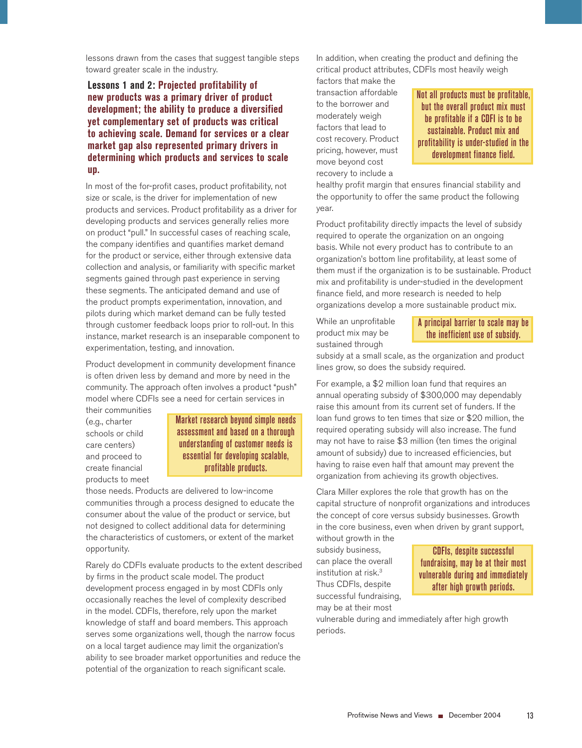lessons drawn from the cases that suggest tangible steps toward greater scale in the industry.

### Lessons 1 and 2: Projected profitability of new products was a primary driver of product development; the ability to produce a diversified yet complementary set of products was critical to achieving scale. Demand for services or a clear market gap also represented primary drivers in determining which products and services to scale up.

In most of the for-profit cases, product profitability, not size or scale, is the driver for implementation of new products and services. Product profitability as a driver for developing products and services generally relies more on product "pull." In successful cases of reaching scale, the company identifies and quantifies market demand for the product or service, either through extensive data collection and analysis, or familiarity with specific market segments gained through past experience in serving these segments. The anticipated demand and use of the product prompts experimentation, innovation, and pilots during which market demand can be fully tested through customer feedback loops prior to roll-out. In this instance, market research is an inseparable component to experimentation, testing, and innovation.

Product development in community development finance is often driven less by demand and more by need in the community. The approach often involves a product "push" model where CDFIs see a need for certain services in their communities (e.g., charter schools or child care centers) and proceed to create financial products to meet those needs. Products are delivered to low-income communities through a process designed to educate the consumer about the value of the product or service, but not designed to collect additional data for determining the characteristics of customers, or extent of the market opportunity.

> Market research beyond simple needs assessment and based on a thorough understanding of customer needs is essential for developing scalable, profitable products.

Rarely do CDFIs evaluate products to the extent described by firms in the product scale model. The product development process engaged in by most CDFIs only occasionally reaches the level of complexity described in the model. CDFIs, therefore, rely upon the market knowledge of staff and board members. This approach serves some organizations well, though the narrow focus on a local target audience may limit the organization's ability to see broader market opportunities and reduce the potential of the organization to reach significant scale.

In addition, when creating the product and defining the critical product attributes, CDFIs most heavily weigh factors that make the transaction affordable to the borrower and moderately weigh factors that lead to cost recovery. Product pricing, however, must move beyond cost recovery to include a healthy profit margin that ensures financial stability and the opportunity to offer the same product the following year.

> Not all products must be profitable, but the overall product mix must be profitable if a CDFI is to be sustainable. Product mix and profitability is under-studied in the development finance field.

Product profitability directly impacts the level of subsidy required to operate the organization on an ongoing basis. While not every product has to contribute to an organization's bottom line profitability, at least some of them must if the organization is to be sustainable. Product mix and profitability is under-studied in the development finance field, and more research is needed to help organizations develop a more sustainable product mix.

While an unprofitable product mix may be sustained through subsidy at a small scale, as the organization and product lines grow, so does the subsidy required.

> A principal barrier to scale may be the inefficient use of subsidy.

For example, a $2 million loan fund that requires an annual operating subsidy of $300,000 may dependably raise this amount from its current set of funders. If the loan fund grows to ten times that size or $20 million, the required operating subsidy will also increase. The fund may not have to raise $3 million (ten times the original amount of subsidy) due to increased efficiencies, but having to raise even half that amount may prevent the organization from achieving its growth objectives.

Clara Miller explores the role that growth has on the capital structure of nonprofit organizations and introduces the concept of core versus subsidy businesses. Growth in the core business, even when driven by grant support, without growth in the subsidy business, can place the overall institution at risk.[3] Thus CDFIs, despite successful fundraising, may be at their most vulnerable during and immediately after high growth periods.

> CDFIs, despite successful fundraising, may be at their most vulnerable during and immediately after high growth periods.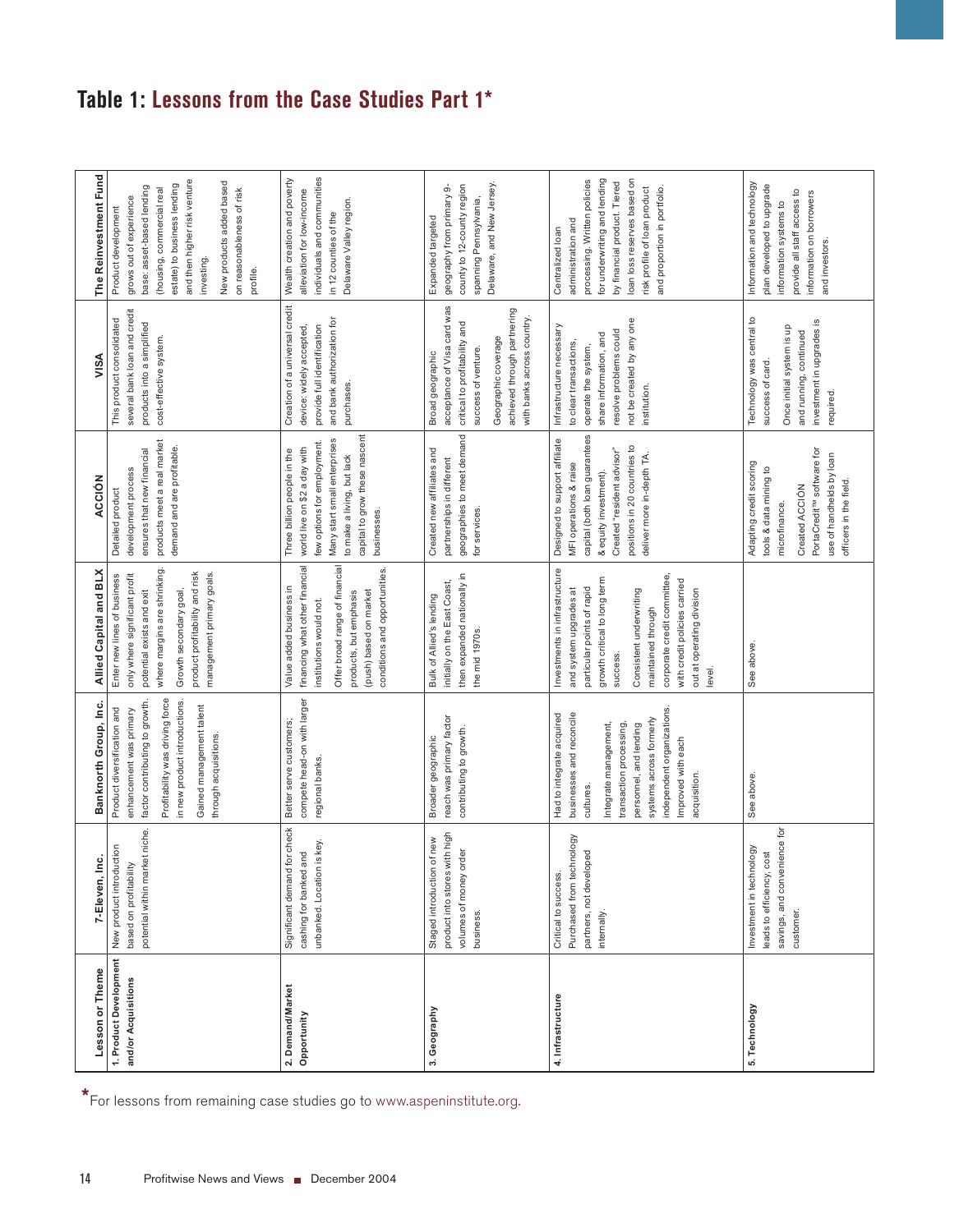# Table 1: Lessons from the Case Studies Part 1*

| Lesson or Theme | 7-Eleven, Inc. | Banknorth Group, Inc. | Allied Capital and BLX | ACCIÓN | VISA | The Reinvestment Fund |
|---|---|---|---|---|---|---|
| 1. Product Development and/or Acquisitions | New product introduction based on profitability potential within market niche. | Product diversification and enhancement was primary factor contributing to growth. Profitability was driving force in new product introductions. Gained management talent through acquisitions. | Enter new lines of business only where significant profit potential exists and exit where margins are shrinking. Growth secondary goal, product profitability and risk management primary goals. | Detailed product development process ensures that new financial products meet a real market demand and are profitable. | This product consolidated several bank loan and credit products into a simplified cost-effective system. | Product development grows out of experience base: asset-based lending (housing, commercial real estate) to business lending and then higher risk venture investing. New products added based on reasonableness of risk profile. |
| 2. Demand/Market Opportunity | Significant demand for check cashing for banked and unbanked. Location is key. | Better serve customers; compete head-on with larger regional banks. | Value added business in financing what other financial institutions would not. Offer broad range of financial products, but emphasis (push) based on market conditions and opportunities. | Three billion people in the world live on $2 a day with few options for employment. Many start small enterprises to make a living, but lack capital to grow these nascent businesses. | Creation of a universal credit device: widely accepted, provide full identification and bank authorization for purchases. | Wealth creation and poverty alleviation for low-income individuals and communities in 12 counties of the Delaware Valley region. |
| 3. Geography | Staged introduction of new product into stores with high volumes of money order business. | Broader geographic reach was primary factor contributing to growth. | Bulk of Allied's lending initially on the East Coast, then expanded nationally in the mid 1970s. | Created new affiliates and partnerships in different geographies to meet demand for services. | Broad geographic acceptance of Visa card was critical to profitability and success of venture. Geographic coverage achieved through partnering with banks across country. | Expanded targeted geography from primary 9-county to 12-county region spanning Pennsylvania, Delaware, and New Jersey. |
| 4. Infrastructure | Critical to success. Purchased from technology partners, not developed internally. | Had to integrate acquired businesses and reconcile cultures. Integrate management, transaction processing, personnel, and lending systems across formerly independent organizations. Improved with each acquisition. | Investments in infrastructure and system upgrades at particular points of rapid growth critical to long term success. Consistent underwriting maintained through corporate credit committee, with credit policies carried out at operating division level. | Designed to support affiliate MFI operations & raise capital (both loan guarantees & equity investment). Created "resident advisor" positions in 20 countries to deliver more in-depth TA. | Infrastructure necessary to clear transactions, operate the system, share information, and resolve problems could not be created by any one institution. | Centralized loan administration and processing. Written policies for underwriting and lending by financial product. Tiered loan loss reserves based on risk profile of loan product and proportion in portfolio. |
| 5. Technology | Investment in technology leads to efficiency, cost savings, and convenience for customer. | See above. | See above. | Adapting credit scoring tools & data mining to microfinance. Created ACCIÓN PortaCredit™ software for use of handhelds by loan officers in the field. | Technology was central to success of card. Once initial system is up and running, continued investment in upgrades is required. | Information and technology plan developed to upgrade information systems to provide all staff access to information on borrowers and investors. |

*For lessons from remaining case studies go to www.aspeninstitute.org.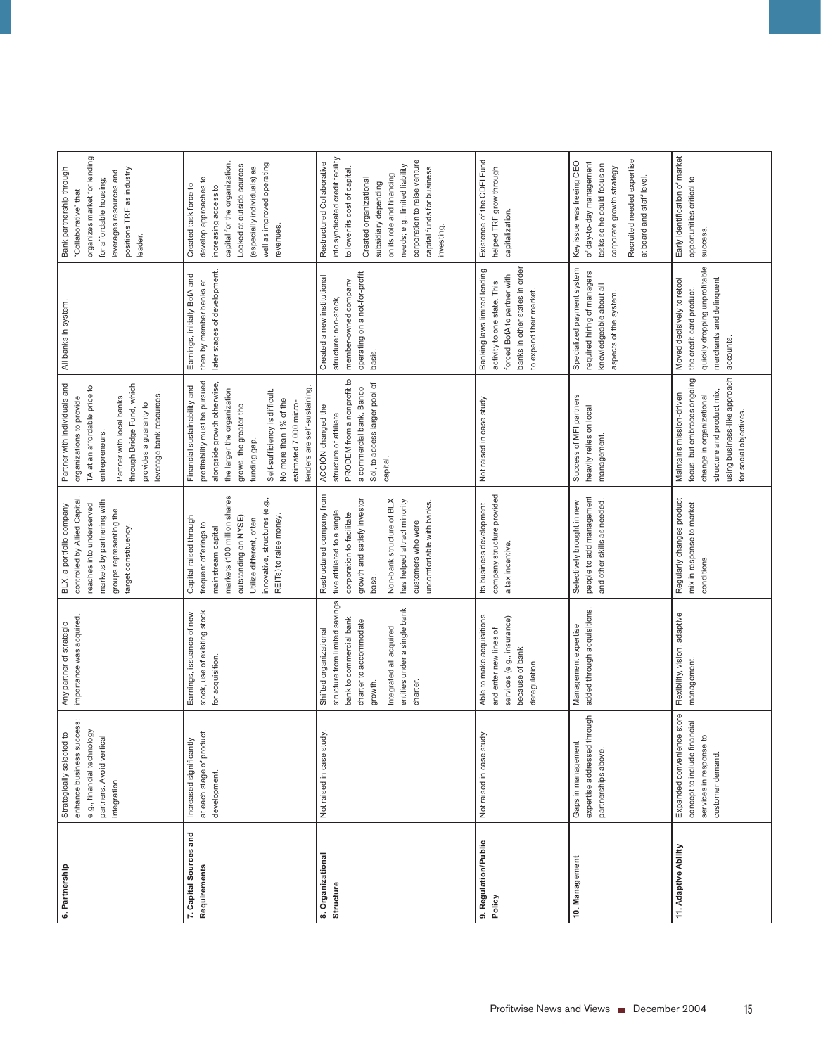| 6. Partnership | Strategically selected to enhance business success; e.g., financial technology partners. Avoid vertical integration. | Any partner of strategic importance was acquired. | BLX, a portfolio company controlled by Allied Capital, reaches into underserved markets by partnering with groups representing the target constituency. | Partner with individuals and organizations to provide TA at an affordable price to entrepreneurs. Partner with local banks through Bridge Fund, which provides a guaranty to leverage bank resources. | All banks in system. | Bank partnership through "Collaborative" that organizes market for lending for affordable housing; leverages resources and positions TRF as industry leader. |
|---|---|---|---|---|---|---|
| 7. Capital Sources and Requirements | Increased significantly at each stage of product development. | Earnings, issuance of new stock, use of existing stock for acquisition. | Capital raised through frequent offerings to mainstream capital markets (100 million shares outstanding on NYSE). Utilize different, often innovative, structures (e.g., REITs) to raise money. | Financial sustainability and profitability must be pursued alongside growth otherwise, the larger the organization grows, the greater the funding gap. Self-sufficiency is difficult. No more than 1% of the estimated 7,000 micro-lenders are self-sustaining. | Earnings, initially BofA and then by member banks at later stages of development. | Created task force to develop approaches to increasing access to capital for the organization. Looked at outside sources (especially individuals) as well as improved operating revenues. |
| 8. Organizational Structure | Not raised in case study. | Shifted organizational structure from limited savings bank to commercial bank charter to accommodate growth. Integrated all acquired entities under a single bank charter. | Restructured company from five affiliated to a single corporation to facilitate growth and satisfy investor base. Non-bank structure of BLX has helped attract minority customers who were uncomfortable with banks. | ACCION changed the structure of affiliate PRODEM from a nonprofit to a commercial bank, Banco Sol, to access larger pool of capital. | Created a new institutional structure: non-stock, member-owned company operating on a not-for-profit basis. | Restructured Collaborative into syndicated credit facility to lower its cost of capital. Created organizational subsidiary depending on its role and financing needs; e.g., limited liability corporation to raise venture capital funds for business investing. |
| 9. Regulation/Public Policy | Not raised in case study. | Able to make acquisitions and enter new lines of services (e.g., insurance) because of bank deregulation. | Its business development company structure provided a tax incentive. | Not raised in case study. | Banking laws limited lending activity to one state. This forced BofA to partner with banks in other states in order to expand their market. | Existence of the CDFI Fund helped TRF grow through capitalization. |
| 10. Management | Gaps in management expertise addressed through partnerships above. | Management expertise added through acquisitions. | Selectively brought in new people to add management and other skills as needed. | Success of MFI partners heavily relies on local management. | Specialized payment system required hiring of managers knowledgeable about all aspects of the system. | Key issue was freeing CEO of day-to-day management tasks so he could focus on corporate growth strategy. Recruited needed expertise at board and staff level. |
| 11. Adaptive Ability | Expanded convenience store concept to include financial services in response to customer demand. | Flexibility, vision, adaptive management. | Regularly changes product mix in response to market conditions. | Maintains mission-driven focus, but embraces ongoing change in organizational structure and product mix, using business-like approach for social objectives. | Moved decisively to retool the credit card product, quickly dropping unprofitable merchants and delinquent accounts. | Early identification of market opportunities critical to success. |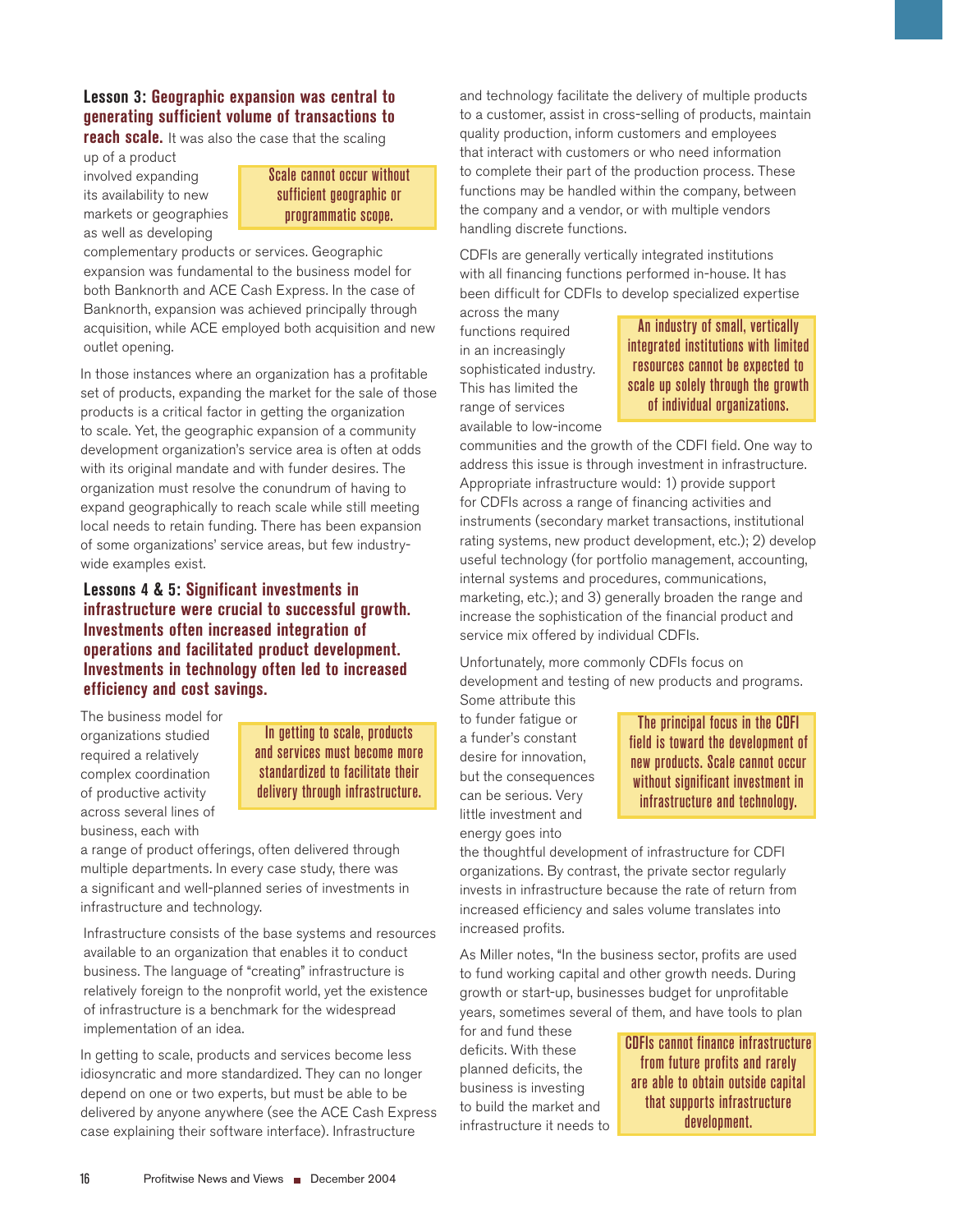**Lesson 3: Geographic expansion was central to generating sufficient volume of transactions to reach scale.** It was also the case that the scaling up of a product involved expanding its availability to new markets or geographies as well as developing complementary products or services. Geographic expansion was fundamental to the business model for both Banknorth and ACE Cash Express. In the case of Banknorth, expansion was achieved principally through acquisition, while ACE employed both acquisition and new outlet opening.

> Scale cannot occur without sufficient geographic or programmatic scope.

In those instances where an organization has a profitable set of products, expanding the market for the sale of those products is a critical factor in getting the organization to scale. Yet, the geographic expansion of a community development organization's service area is often at odds with its original mandate and with funder desires. The organization must resolve the conundrum of having to expand geographically to reach scale while still meeting local needs to retain funding. There has been expansion of some organizations' service areas, but few industry-wide examples exist.

**Lessons 4 & 5: Significant investments in infrastructure were crucial to successful growth. Investments often increased integration of operations and facilitated product development. Investments in technology often led to increased efficiency and cost savings.**

The business model for organizations studied required a relatively complex coordination of productive activity across several lines of business, each with a range of product offerings, often delivered through multiple departments. In every case study, there was a significant and well-planned series of investments in infrastructure and technology.

> In getting to scale, products and services must become more standardized to facilitate their delivery through infrastructure.

Infrastructure consists of the base systems and resources available to an organization that enables it to conduct business. The language of "creating" infrastructure is relatively foreign to the nonprofit world, yet the existence of infrastructure is a benchmark for the widespread implementation of an idea.

In getting to scale, products and services become less idiosyncratic and more standardized. They can no longer depend on one or two experts, but must be able to be delivered by anyone anywhere (see the ACE Cash Express case explaining their software interface). Infrastructure and technology facilitate the delivery of multiple products to a customer, assist in cross-selling of products, maintain quality production, inform customers and employees that interact with customers or who need information to complete their part of the production process. These functions may be handled within the company, between the company and a vendor, or with multiple vendors handling discrete functions.

CDFIs are generally vertically integrated institutions with all financing functions performed in-house. It has been difficult for CDFIs to develop specialized expertise across the many functions required in an increasingly sophisticated industry. This has limited the range of services available to low-income communities and the growth of the CDFI field. One way to address this issue is through investment in infrastructure. Appropriate infrastructure would: 1) provide support for CDFIs across a range of financing activities and instruments (secondary market transactions, institutional rating systems, new product development, etc.); 2) develop useful technology (for portfolio management, accounting, internal systems and procedures, communications, marketing, etc.); and 3) generally broaden the range and increase the sophistication of the financial product and service mix offered by individual CDFIs.

> An industry of small, vertically integrated institutions with limited resources cannot be expected to scale up solely through the growth of individual organizations.

Unfortunately, more commonly CDFIs focus on development and testing of new products and programs. Some attribute this to funder fatigue or a funder's constant desire for innovation, but the consequences can be serious. Very little investment and energy goes into the thoughtful development of infrastructure for CDFI organizations. By contrast, the private sector regularly invests in infrastructure because the rate of return from increased efficiency and sales volume translates into increased profits.

> The principal focus in the CDFI field is toward the development of new products. Scale cannot occur without significant investment in infrastructure and technology.

As Miller notes, "In the business sector, profits are used to fund working capital and other growth needs. During growth or start-up, businesses budget for unprofitable years, sometimes several of them, and have tools to plan for and fund these deficits. With these planned deficits, the business is investing to build the market and infrastructure it needs to

> CDFIs cannot finance infrastructure from future profits and rarely are able to obtain outside capital that supports infrastructure development.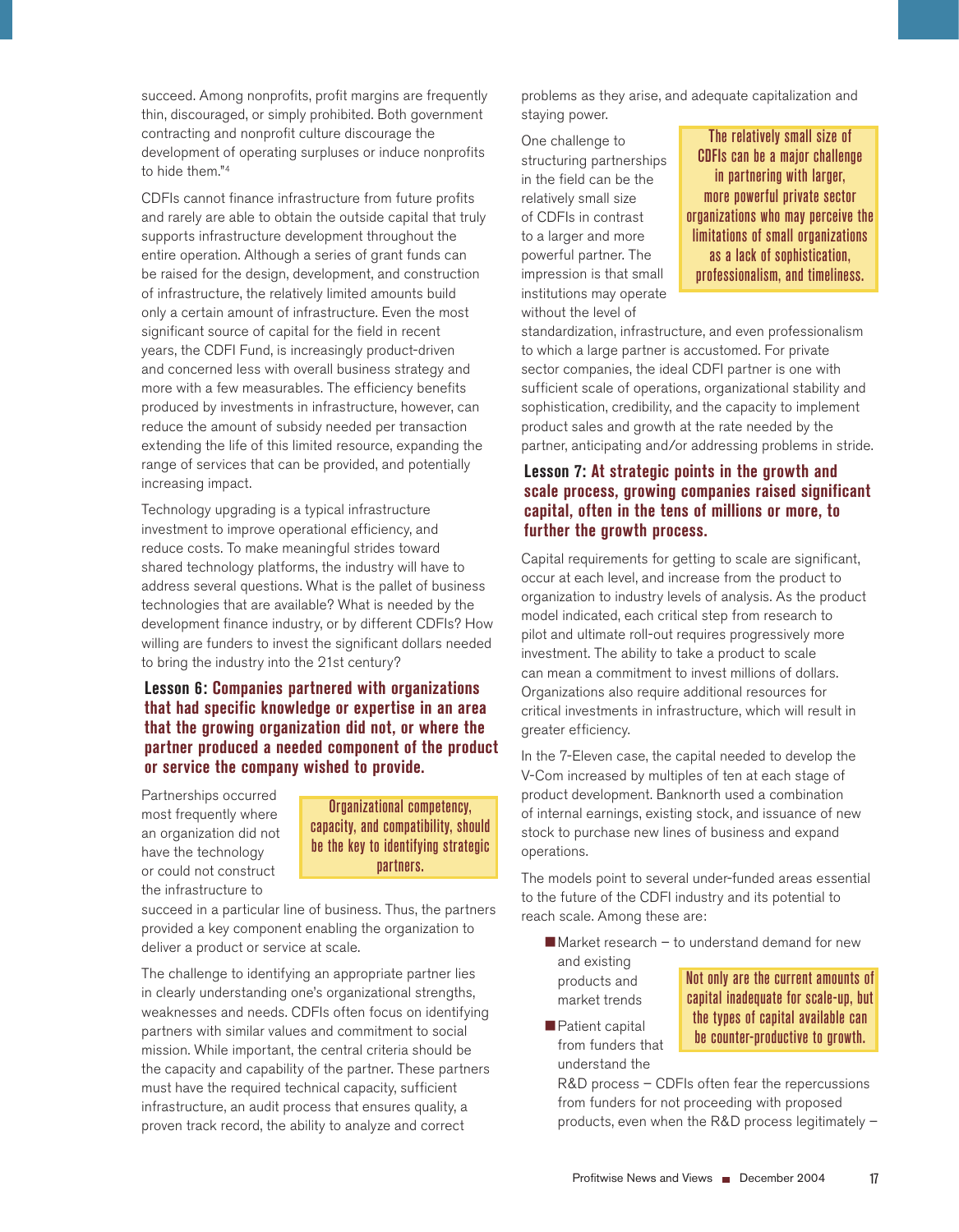succeed. Among nonprofits, profit margins are frequently thin, discouraged, or simply prohibited. Both government contracting and nonprofit culture discourage the development of operating surpluses or induce nonprofits to hide them."[4]

CDFIs cannot finance infrastructure from future profits and rarely are able to obtain the outside capital that truly supports infrastructure development throughout the entire operation. Although a series of grant funds can be raised for the design, development, and construction of infrastructure, the relatively limited amounts build only a certain amount of infrastructure. Even the most significant source of capital for the field in recent years, the CDFI Fund, is increasingly product-driven and concerned less with overall business strategy and more with a few measurables. The efficiency benefits produced by investments in infrastructure, however, can reduce the amount of subsidy needed per transaction extending the life of this limited resource, expanding the range of services that can be provided, and potentially increasing impact.

Technology upgrading is a typical infrastructure investment to improve operational efficiency, and reduce costs. To make meaningful strides toward shared technology platforms, the industry will have to address several questions. What is the pallet of business technologies that are available? What is needed by the development finance industry, or by different CDFIs? How willing are funders to invest the significant dollars needed to bring the industry into the 21st century?

### Lesson 6: Companies partnered with organizations that had specific knowledge or expertise in an area that the growing organization did not, or where the partner produced a needed component of the product or service the company wished to provide.

> Organizational competency, capacity, and compatibility, should be the key to identifying strategic partners.

Partnerships occurred most frequently where an organization did not have the technology or could not construct the infrastructure to succeed in a particular line of business. Thus, the partners provided a key component enabling the organization to deliver a product or service at scale.

The challenge to identifying an appropriate partner lies in clearly understanding one's organizational strengths, weaknesses and needs. CDFIs often focus on identifying partners with similar values and commitment to social mission. While important, the central criteria should be the capacity and capability of the partner. These partners must have the required technical capacity, sufficient infrastructure, an audit process that ensures quality, a proven track record, the ability to analyze and correct problems as they arise, and adequate capitalization and staying power.

> The relatively small size of CDFIs can be a major challenge in partnering with larger, more powerful private sector organizations who may perceive the limitations of small organizations as a lack of sophistication, professionalism, and timeliness.

One challenge to structuring partnerships in the field can be the relatively small size of CDFIs in contrast to a larger and more powerful partner. The impression is that small institutions may operate without the level of standardization, infrastructure, and even professionalism to which a large partner is accustomed. For private sector companies, the ideal CDFI partner is one with sufficient scale of operations, organizational stability and sophistication, credibility, and the capacity to implement product sales and growth at the rate needed by the partner, anticipating and/or addressing problems in stride.

### Lesson 7: At strategic points in the growth and scale process, growing companies raised significant capital, often in the tens of millions or more, to further the growth process.

Capital requirements for getting to scale are significant, occur at each level, and increase from the product to organization to industry levels of analysis. As the product model indicated, each critical step from research to pilot and ultimate roll-out requires progressively more investment. The ability to take a product to scale can mean a commitment to invest millions of dollars. Organizations also require additional resources for critical investments in infrastructure, which will result in greater efficiency.

In the 7-Eleven case, the capital needed to develop the V-Com increased by multiples of ten at each stage of product development. Banknorth used a combination of internal earnings, existing stock, and issuance of new stock to purchase new lines of business and expand operations.

The models point to several under-funded areas essential to the future of the CDFI industry and its potential to reach scale. Among these are:

> Not only are the current amounts of capital inadequate for scale-up, but the types of capital available can be counter-productive to growth.

- Market research – to understand demand for new and existing products and market trends
- Patient capital from funders that understand the R&D process – CDFIs often fear the repercussions from funders for not proceeding with proposed products, even when the R&D process legitimately –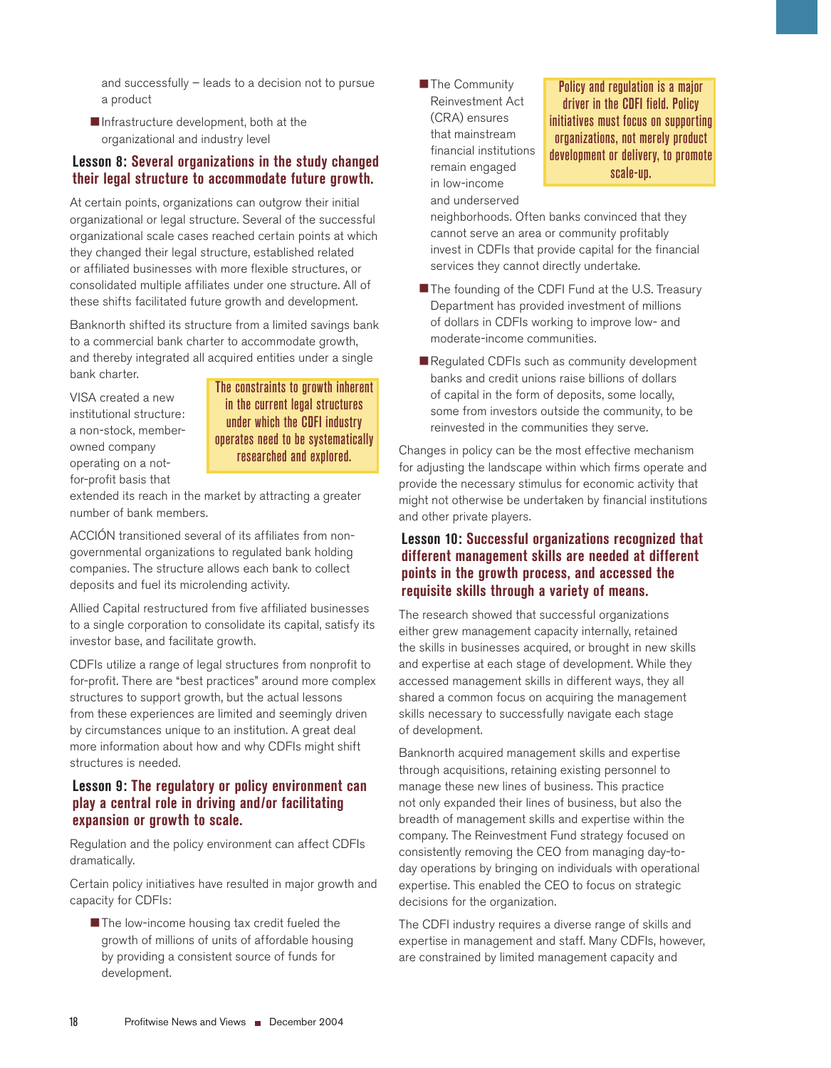and successfully – leads to a decision not to pursue a product

- Infrastructure development, both at the organizational and industry level

### Lesson 8: Several organizations in the study changed their legal structure to accommodate future growth.

At certain points, organizations can outgrow their initial organizational or legal structure. Several of the successful organizational scale cases reached certain points at which they changed their legal structure, established related or affiliated businesses with more flexible structures, or consolidated multiple affiliates under one structure. All of these shifts facilitated future growth and development.

Banknorth shifted its structure from a limited savings bank to a commercial bank charter to accommodate growth, and thereby integrated all acquired entities under a single bank charter.

> The constraints to growth inherent in the current legal structures under which the CDFI industry operates need to be systematically researched and explored.

VISA created a new institutional structure: a non-stock, member-owned company operating on a not-for-profit basis that extended its reach in the market by attracting a greater number of bank members.

ACCIÓN transitioned several of its affiliates from non-governmental organizations to regulated bank holding companies. The structure allows each bank to collect deposits and fuel its microlending activity.

Allied Capital restructured from five affiliated businesses to a single corporation to consolidate its capital, satisfy its investor base, and facilitate growth.

CDFIs utilize a range of legal structures from nonprofit to for-profit. There are "best practices" around more complex structures to support growth, but the actual lessons from these experiences are limited and seemingly driven by circumstances unique to an institution. A great deal more information about how and why CDFIs might shift structures is needed.

### Lesson 9: The regulatory or policy environment can play a central role in driving and/or facilitating expansion or growth to scale.

Regulation and the policy environment can affect CDFIs dramatically.

Certain policy initiatives have resulted in major growth and capacity for CDFIs:

- The low-income housing tax credit fueled the growth of millions of units of affordable housing by providing a consistent source of funds for development.
- The Community Reinvestment Act (CRA) ensures that mainstream financial institutions remain engaged in low-income and underserved neighborhoods. Often banks convinced that they cannot serve an area or community profitably invest in CDFIs that provide capital for the financial services they cannot directly undertake.

> Policy and regulation is a major driver in the CDFI field. Policy initiatives must focus on supporting organizations, not merely product development or delivery, to promote scale-up.

- The founding of the CDFI Fund at the U.S. Treasury Department has provided investment of millions of dollars in CDFIs working to improve low- and moderate-income communities.
- Regulated CDFIs such as community development banks and credit unions raise billions of dollars of capital in the form of deposits, some locally, some from investors outside the community, to be reinvested in the communities they serve.

Changes in policy can be the most effective mechanism for adjusting the landscape within which firms operate and provide the necessary stimulus for economic activity that might not otherwise be undertaken by financial institutions and other private players.

### Lesson 10: Successful organizations recognized that different management skills are needed at different points in the growth process, and accessed the requisite skills through a variety of means.

The research showed that successful organizations either grew management capacity internally, retained the skills in businesses acquired, or brought in new skills and expertise at each stage of development. While they accessed management skills in different ways, they all shared a common focus on acquiring the management skills necessary to successfully navigate each stage of development.

Banknorth acquired management skills and expertise through acquisitions, retaining existing personnel to manage these new lines of business. This practice not only expanded their lines of business, but also the breadth of management skills and expertise within the company. The Reinvestment Fund strategy focused on consistently removing the CEO from managing day-to-day operations by bringing on individuals with operational expertise. This enabled the CEO to focus on strategic decisions for the organization.

The CDFI industry requires a diverse range of skills and expertise in management and staff. Many CDFIs, however, are constrained by limited management capacity and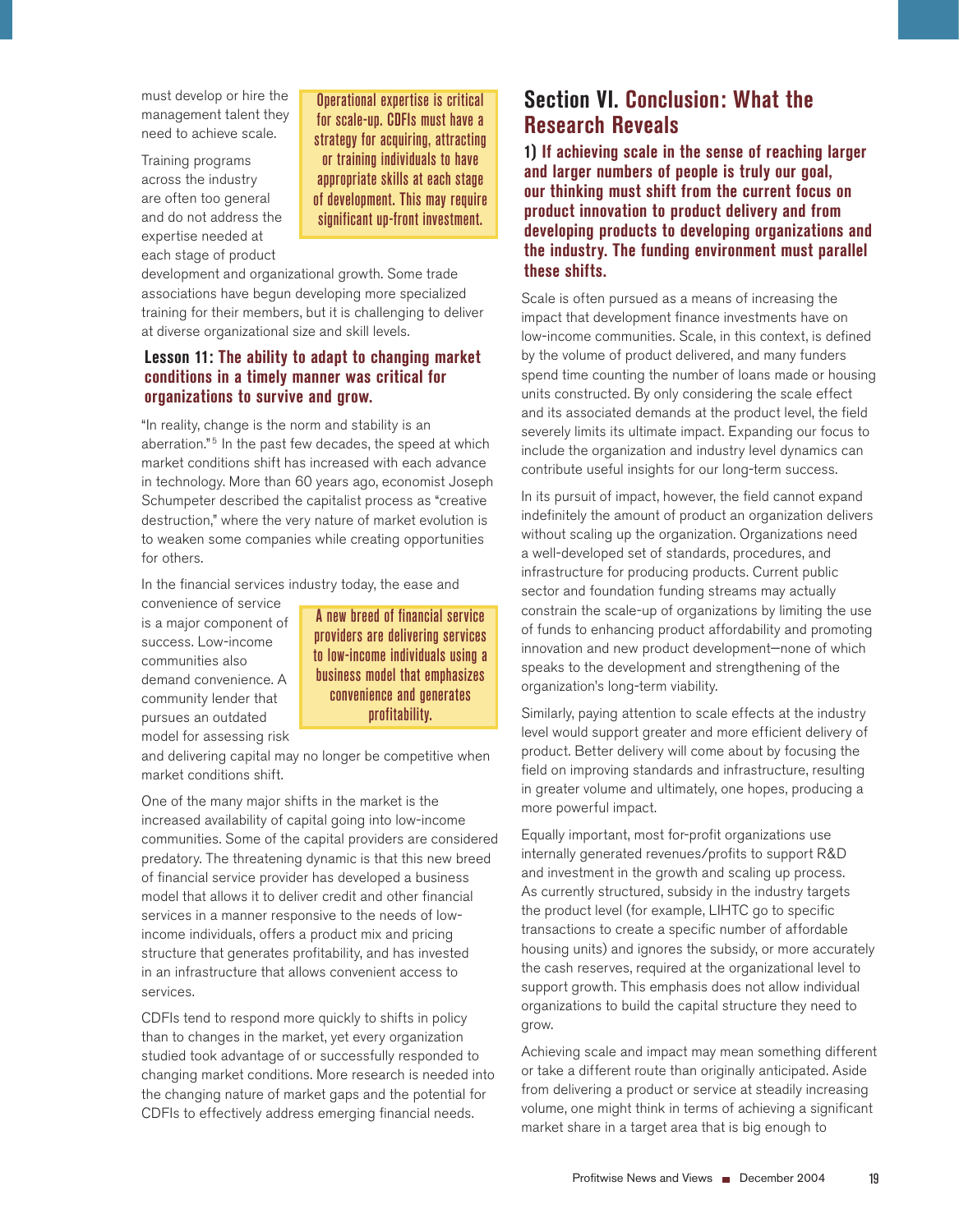must develop or hire the management talent they need to achieve scale.

> **Operational expertise is critical for scale-up. CDFIs must have a strategy for acquiring, attracting or training individuals to have appropriate skills at each stage of development. This may require significant up-front investment.**

Training programs across the industry are often too general and do not address the expertise needed at each stage of product development and organizational growth. Some trade associations have begun developing more specialized training for their members, but it is challenging to deliver at diverse organizational size and skill levels.

### Lesson 11: The ability to adapt to changing market conditions in a timely manner was critical for organizations to survive and grow.

"In reality, change is the norm and stability is an aberration."[5] In the past few decades, the speed at which market conditions shift has increased with each advance in technology. More than 60 years ago, economist Joseph Schumpeter described the capitalist process as "creative destruction," where the very nature of market evolution is to weaken some companies while creating opportunities for others.

In the financial services industry today, the ease and convenience of service is a major component of success. Low-income communities also demand convenience. A community lender that pursues an outdated model for assessing risk and delivering capital may no longer be competitive when market conditions shift.

> **A new breed of financial service providers are delivering services to low-income individuals using a business model that emphasizes convenience and generates profitability.**

One of the many major shifts in the market is the increased availability of capital going into low-income communities. Some of the capital providers are considered predatory. The threatening dynamic is that this new breed of financial service provider has developed a business model that allows it to deliver credit and other financial services in a manner responsive to the needs of low-income individuals, offers a product mix and pricing structure that generates profitability, and has invested in an infrastructure that allows convenient access to services.

CDFIs tend to respond more quickly to shifts in policy than to changes in the market, yet every organization studied took advantage of or successfully responded to changing market conditions. More research is needed into the changing nature of market gaps and the potential for CDFIs to effectively address emerging financial needs.

## Section VI. Conclusion: What the Research Reveals

### 1) If achieving scale in the sense of reaching larger and larger numbers of people is truly our goal, our thinking must shift from the current focus on product innovation to product delivery and from developing products to developing organizations and the industry. The funding environment must parallel these shifts.

Scale is often pursued as a means of increasing the impact that development finance investments have on low-income communities. Scale, in this context, is defined by the volume of product delivered, and many funders spend time counting the number of loans made or housing units constructed. By only considering the scale effect and its associated demands at the product level, the field severely limits its ultimate impact. Expanding our focus to include the organization and industry level dynamics can contribute useful insights for our long-term success.

In its pursuit of impact, however, the field cannot expand indefinitely the amount of product an organization delivers without scaling up the organization. Organizations need a well-developed set of standards, procedures, and infrastructure for producing products. Current public sector and foundation funding streams may actually constrain the scale-up of organizations by limiting the use of funds to enhancing product affordability and promoting innovation and new product development—none of which speaks to the development and strengthening of the organization's long-term viability.

Similarly, paying attention to scale effects at the industry level would support greater and more efficient delivery of product. Better delivery will come about by focusing the field on improving standards and infrastructure, resulting in greater volume and ultimately, one hopes, producing a more powerful impact.

Equally important, most for-profit organizations use internally generated revenues/profits to support R&D and investment in the growth and scaling up process. As currently structured, subsidy in the industry targets the product level (for example, LIHTC go to specific transactions to create a specific number of affordable housing units) and ignores the subsidy, or more accurately the cash reserves, required at the organizational level to support growth. This emphasis does not allow individual organizations to build the capital structure they need to grow.

Achieving scale and impact may mean something different or take a different route than originally anticipated. Aside from delivering a product or service at steadily increasing volume, one might think in terms of achieving a significant market share in a target area that is big enough to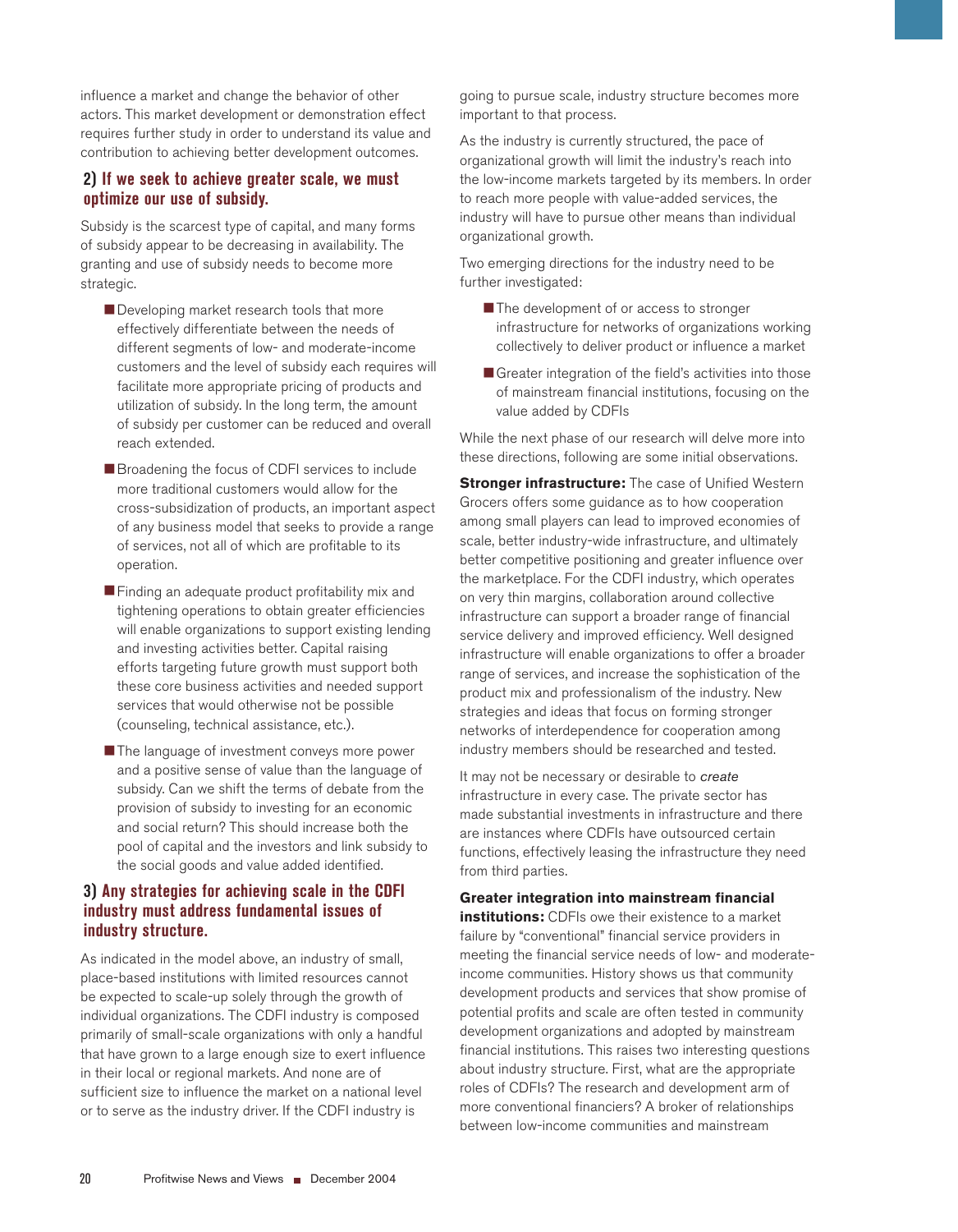influence a market and change the behavior of other actors. This market development or demonstration effect requires further study in order to understand its value and contribution to achieving better development outcomes.

### 2) If we seek to achieve greater scale, we must optimize our use of subsidy.

Subsidy is the scarcest type of capital, and many forms of subsidy appear to be decreasing in availability. The granting and use of subsidy needs to become more strategic.

- Developing market research tools that more effectively differentiate between the needs of different segments of low- and moderate-income customers and the level of subsidy each requires will facilitate more appropriate pricing of products and utilization of subsidy. In the long term, the amount of subsidy per customer can be reduced and overall reach extended.
- Broadening the focus of CDFI services to include more traditional customers would allow for the cross-subsidization of products, an important aspect of any business model that seeks to provide a range of services, not all of which are profitable to its operation.
- Finding an adequate product profitability mix and tightening operations to obtain greater efficiencies will enable organizations to support existing lending and investing activities better. Capital raising efforts targeting future growth must support both these core business activities and needed support services that would otherwise not be possible (counseling, technical assistance, etc.).
- The language of investment conveys more power and a positive sense of value than the language of subsidy. Can we shift the terms of debate from the provision of subsidy to investing for an economic and social return? This should increase both the pool of capital and the investors and link subsidy to the social goods and value added identified.

### 3) Any strategies for achieving scale in the CDFI industry must address fundamental issues of industry structure.

As indicated in the model above, an industry of small, place-based institutions with limited resources cannot be expected to scale-up solely through the growth of individual organizations. The CDFI industry is composed primarily of small-scale organizations with only a handful that have grown to a large enough size to exert influence in their local or regional markets. And none are of sufficient size to influence the market on a national level or to serve as the industry driver. If the CDFI industry is going to pursue scale, industry structure becomes more important to that process.

As the industry is currently structured, the pace of organizational growth will limit the industry's reach into the low-income markets targeted by its members. In order to reach more people with value-added services, the industry will have to pursue other means than individual organizational growth.

Two emerging directions for the industry need to be further investigated:

- The development of or access to stronger infrastructure for networks of organizations working collectively to deliver product or influence a market
- Greater integration of the field's activities into those of mainstream financial institutions, focusing on the value added by CDFIs

While the next phase of our research will delve more into these directions, following are some initial observations.

**Stronger infrastructure:** The case of Unified Western Grocers offers some guidance as to how cooperation among small players can lead to improved economies of scale, better industry-wide infrastructure, and ultimately better competitive positioning and greater influence over the marketplace. For the CDFI industry, which operates on very thin margins, collaboration around collective infrastructure can support a broader range of financial service delivery and improved efficiency. Well designed infrastructure will enable organizations to offer a broader range of services, and increase the sophistication of the product mix and professionalism of the industry. New strategies and ideas that focus on forming stronger networks of interdependence for cooperation among industry members should be researched and tested.

It may not be necessary or desirable to *create* infrastructure in every case. The private sector has made substantial investments in infrastructure and there are instances where CDFIs have outsourced certain functions, effectively leasing the infrastructure they need from third parties.

**Greater integration into mainstream financial institutions:** CDFIs owe their existence to a market failure by "conventional" financial service providers in meeting the financial service needs of low- and moderate-income communities. History shows us that community development products and services that show promise of potential profits and scale are often tested in community development organizations and adopted by mainstream financial institutions. This raises two interesting questions about industry structure. First, what are the appropriate roles of CDFIs? The research and development arm of more conventional financiers? A broker of relationships between low-income communities and mainstream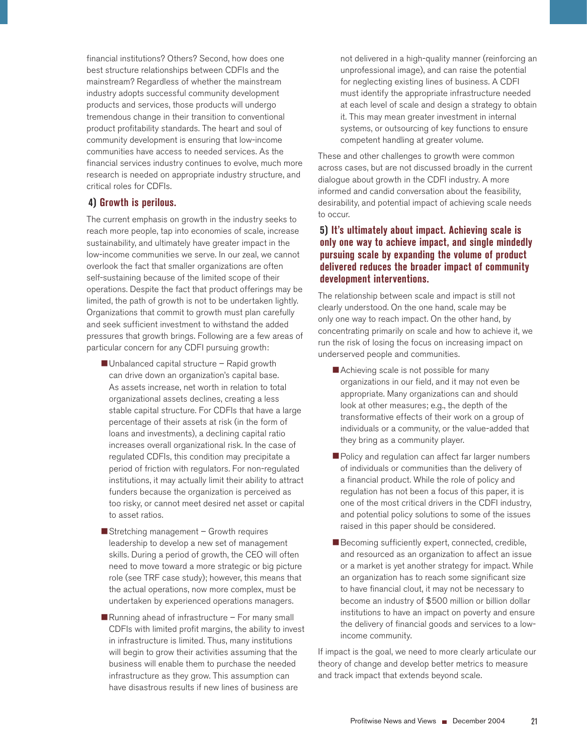financial institutions? Others? Second, how does one best structure relationships between CDFIs and the mainstream? Regardless of whether the mainstream industry adopts successful community development products and services, those products will undergo tremendous change in their transition to conventional product profitability standards. The heart and soul of community development is ensuring that low-income communities have access to needed services. As the financial services industry continues to evolve, much more research is needed on appropriate industry structure, and critical roles for CDFIs.

### 4) Growth is perilous.

The current emphasis on growth in the industry seeks to reach more people, tap into economies of scale, increase sustainability, and ultimately have greater impact in the low-income communities we serve. In our zeal, we cannot overlook the fact that smaller organizations are often self-sustaining because of the limited scope of their operations. Despite the fact that product offerings may be limited, the path of growth is not to be undertaken lightly. Organizations that commit to growth must plan carefully and seek sufficient investment to withstand the added pressures that growth brings. Following are a few areas of particular concern for any CDFI pursuing growth:

- Unbalanced capital structure – Rapid growth can drive down an organization's capital base. As assets increase, net worth in relation to total organizational assets declines, creating a less stable capital structure. For CDFIs that have a large percentage of their assets at risk (in the form of loans and investments), a declining capital ratio increases overall organizational risk. In the case of regulated CDFIs, this condition may precipitate a period of friction with regulators. For non-regulated institutions, it may actually limit their ability to attract funders because the organization is perceived as too risky, or cannot meet desired net asset or capital to asset ratios.
- Stretching management – Growth requires leadership to develop a new set of management skills. During a period of growth, the CEO will often need to move toward a more strategic or big picture role (see TRF case study); however, this means that the actual operations, now more complex, must be undertaken by experienced operations managers.
- Running ahead of infrastructure – For many small CDFIs with limited profit margins, the ability to invest in infrastructure is limited. Thus, many institutions will begin to grow their activities assuming that the business will enable them to purchase the needed infrastructure as they grow. This assumption can have disastrous results if new lines of business are not delivered in a high-quality manner (reinforcing an unprofessional image), and can raise the potential for neglecting existing lines of business. A CDFI must identify the appropriate infrastructure needed at each level of scale and design a strategy to obtain it. This may mean greater investment in internal systems, or outsourcing of key functions to ensure competent handling at greater volume.

These and other challenges to growth were common across cases, but are not discussed broadly in the current dialogue about growth in the CDFI industry. A more informed and candid conversation about the feasibility, desirability, and potential impact of achieving scale needs to occur.

### 5) It's ultimately about impact. Achieving scale is only one way to achieve impact, and single mindedly pursuing scale by expanding the volume of product delivered reduces the broader impact of community development interventions.

The relationship between scale and impact is still not clearly understood. On the one hand, scale may be only one way to reach impact. On the other hand, by concentrating primarily on scale and how to achieve it, we run the risk of losing the focus on increasing impact on underserved people and communities.

- Achieving scale is not possible for many organizations in our field, and it may not even be appropriate. Many organizations can and should look at other measures; e.g., the depth of the transformative effects of their work on a group of individuals or a community, or the value-added that they bring as a community player.
- Policy and regulation can affect far larger numbers of individuals or communities than the delivery of a financial product. While the role of policy and regulation has not been a focus of this paper, it is one of the most critical drivers in the CDFI industry, and potential policy solutions to some of the issues raised in this paper should be considered.
- Becoming sufficiently expert, connected, credible, and resourced as an organization to affect an issue or a market is yet another strategy for impact. While an organization has to reach some significant size to have financial clout, it may not be necessary to become an industry of $500 million or billion dollar institutions to have an impact on poverty and ensure the delivery of financial goods and services to a low-income community.

If impact is the goal, we need to more clearly articulate our theory of change and develop better metrics to measure and track impact that extends beyond scale.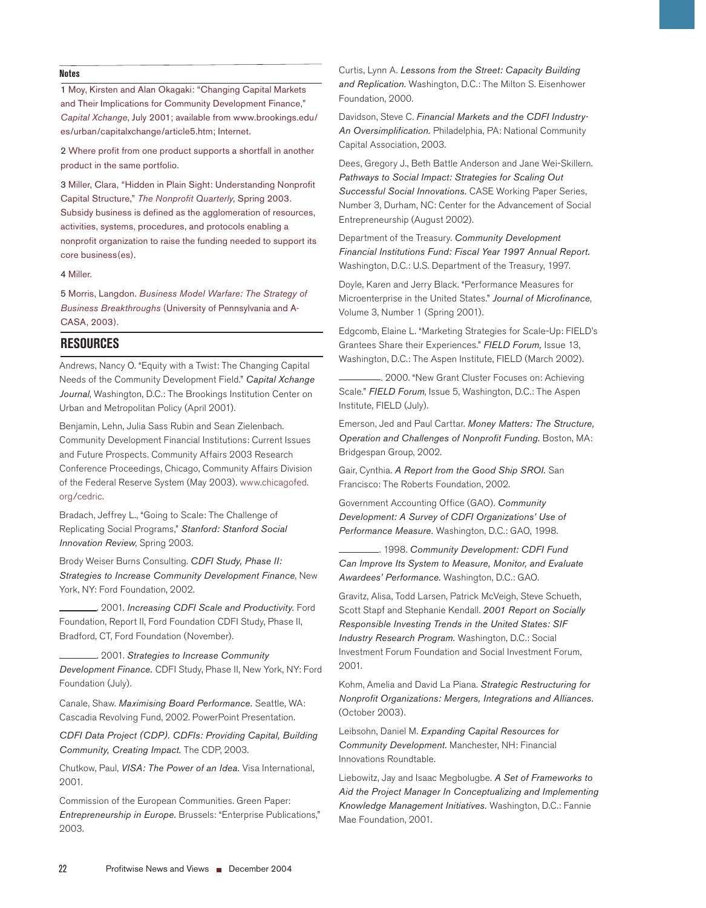**Notes**

1 Moy, Kirsten and Alan Okagaki: "Changing Capital Markets and Their Implications for Community Development Finance," *Capital Xchange*, July 2001; available from www.brookings.edu/es/urban/capitalxchange/article5.htm; Internet.

2 Where profit from one product supports a shortfall in another product in the same portfolio.

3 Miller, Clara, "Hidden in Plain Sight: Understanding Nonprofit Capital Structure," *The Nonprofit Quarterly*, Spring 2003. Subsidy business is defined as the agglomeration of resources, activities, systems, procedures, and protocols enabling a nonprofit organization to raise the funding needed to support its core business(es).

4 Miller.

5 Morris, Langdon. *Business Model Warfare: The Strategy of Business Breakthroughs* (University of Pennsylvania and A-CASA, 2003).

## RESOURCES

Andrews, Nancy O. "Equity with a Twist: The Changing Capital Needs of the Community Development Field." *Capital Xchange Journal*, Washington, D.C.: The Brookings Institution Center on Urban and Metropolitan Policy (April 2001).

Benjamin, Lehn, Julia Sass Rubin and Sean Zielenbach. Community Development Financial Institutions: Current Issues and Future Prospects. Community Affairs 2003 Research Conference Proceedings, Chicago, Community Affairs Division of the Federal Reserve System (May 2003). www.chicagofed.org/cedric.

Bradach, Jeffrey L., "Going to Scale: The Challenge of Replicating Social Programs," *Stanford: Stanford Social Innovation Review*, Spring 2003.

Brody Weiser Burns Consulting. *CDFI Study, Phase II: Strategies to Increase Community Development Finance*, New York, NY: Ford Foundation, 2002.

________. 2001. *Increasing CDFI Scale and Productivity.* Ford Foundation, Report II, Ford Foundation CDFI Study, Phase II, Bradford, CT, Ford Foundation (November).

________. 2001. *Strategies to Increase Community Development Finance.* CDFI Study, Phase II, New York, NY: Ford Foundation (July).

Canale, Shaw. *Maximising Board Performance.* Seattle, WA: Cascadia Revolving Fund, 2002. PowerPoint Presentation.

*CDFI Data Project (CDP). CDFIs: Providing Capital, Building Community, Creating Impact.* The CDP, 2003.

Chutkow, Paul, *VISA: The Power of an Idea.* Visa International, 2001.

Commission of the European Communities. Green Paper: *Entrepreneurship in Europe.* Brussels: "Enterprise Publications," 2003.

Curtis, Lynn A. *Lessons from the Street: Capacity Building and Replication.* Washington, D.C.: The Milton S. Eisenhower Foundation, 2000.

Davidson, Steve C. *Financial Markets and the CDFI Industry-An Oversimplification.* Philadelphia, PA: National Community Capital Association, 2003.

Dees, Gregory J., Beth Battle Anderson and Jane Wei-Skillern. *Pathways to Social Impact: Strategies for Scaling Out Successful Social Innovations.* CASE Working Paper Series, Number 3, Durham, NC: Center for the Advancement of Social Entrepreneurship (August 2002).

Department of the Treasury. *Community Development Financial Institutions Fund: Fiscal Year 1997 Annual Report.* Washington, D.C.: U.S. Department of the Treasury, 1997.

Doyle, Karen and Jerry Black. "Performance Measures for Microenterprise in the United States." *Journal of Microfinance*, Volume 3, Number 1 (Spring 2001).

Edgcomb, Elaine L. "Marketing Strategies for Scale-Up: FIELD's Grantees Share their Experiences." *FIELD Forum,* Issue 13, Washington, D.C.: The Aspen Institute, FIELD (March 2002).

________. 2000. "New Grant Cluster Focuses on: Achieving Scale." *FIELD Forum*, Issue 5, Washington, D.C.: The Aspen Institute, FIELD (July).

Emerson, Jed and Paul Carttar. *Money Matters: The Structure, Operation and Challenges of Nonprofit Funding.* Boston, MA: Bridgespan Group, 2002.

Gair, Cynthia. *A Report from the Good Ship SROI.* San Francisco: The Roberts Foundation, 2002.

Government Accounting Office (GAO). *Community Development: A Survey of CDFI Organizations' Use of Performance Measure.* Washington, D.C.: GAO, 1998.

________. 1998. *Community Development: CDFI Fund Can Improve Its System to Measure, Monitor, and Evaluate Awardees' Performance.* Washington, D.C.: GAO.

Gravitz, Alisa, Todd Larsen, Patrick McVeigh, Steve Schueth, Scott Stapf and Stephanie Kendall. *2001 Report on Socially Responsible Investing Trends in the United States: SIF Industry Research Program.* Washington, D.C.: Social Investment Forum Foundation and Social Investment Forum, 2001.

Kohm, Amelia and David La Piana. *Strategic Restructuring for Nonprofit Organizations: Mergers, Integrations and Alliances.* (October 2003).

Leibsohn, Daniel M. *Expanding Capital Resources for Community Development.* Manchester, NH: Financial Innovations Roundtable.

Liebowitz, Jay and Isaac Megbolugbe. *A Set of Frameworks to Aid the Project Manager In Conceptualizing and Implementing Knowledge Management Initiatives.* Washington, D.C.: Fannie Mae Foundation, 2001.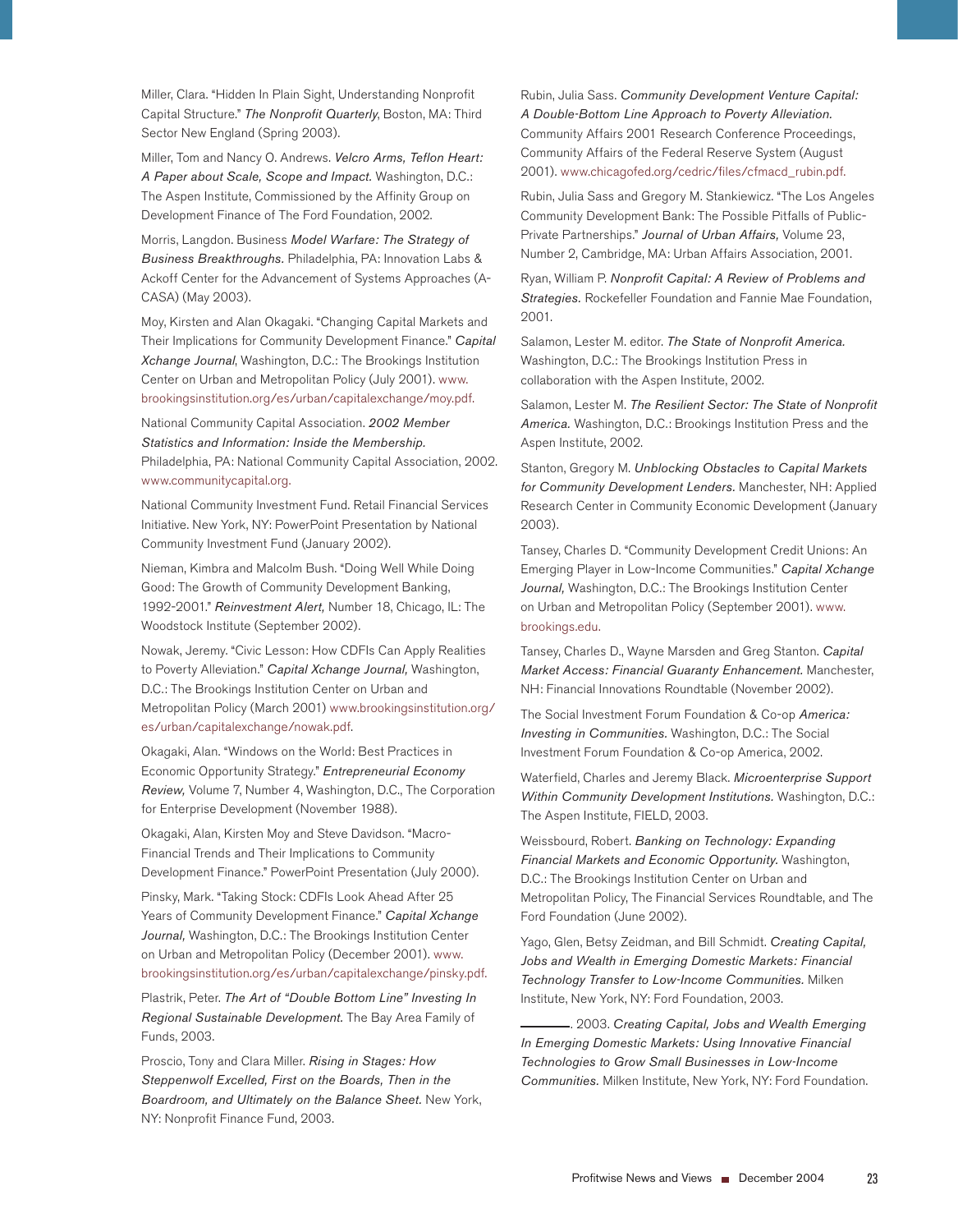Miller, Clara. "Hidden In Plain Sight, Understanding Nonprofit Capital Structure." *The Nonprofit Quarterly*, Boston, MA: Third Sector New England (Spring 2003).

Miller, Tom and Nancy O. Andrews. *Velcro Arms, Teflon Heart: A Paper about Scale, Scope and Impact.* Washington, D.C.: The Aspen Institute, Commissioned by the Affinity Group on Development Finance of The Ford Foundation, 2002.

Morris, Langdon. Business *Model Warfare: The Strategy of Business Breakthroughs.* Philadelphia, PA: Innovation Labs & Ackoff Center for the Advancement of Systems Approaches (A-CASA) (May 2003).

Moy, Kirsten and Alan Okagaki. "Changing Capital Markets and Their Implications for Community Development Finance." *Capital Xchange Journal*, Washington, D.C.: The Brookings Institution Center on Urban and Metropolitan Policy (July 2001). www.brookingsinstitution.org/es/urban/capitalexchange/moy.pdf.

National Community Capital Association. *2002 Member Statistics and Information: Inside the Membership.* Philadelphia, PA: National Community Capital Association, 2002. www.communitycapital.org.

National Community Investment Fund. Retail Financial Services Initiative. New York, NY: PowerPoint Presentation by National Community Investment Fund (January 2002).

Nieman, Kimbra and Malcolm Bush. "Doing Well While Doing Good: The Growth of Community Development Banking, 1992-2001." *Reinvestment Alert,* Number 18, Chicago, IL: The Woodstock Institute (September 2002).

Nowak, Jeremy. "Civic Lesson: How CDFIs Can Apply Realities to Poverty Alleviation." *Capital Xchange Journal,* Washington, D.C.: The Brookings Institution Center on Urban and Metropolitan Policy (March 2001) www.brookingsinstitution.org/es/urban/capitalexchange/nowak.pdf.

Okagaki, Alan. "Windows on the World: Best Practices in Economic Opportunity Strategy." *Entrepreneurial Economy Review,* Volume 7, Number 4, Washington, D.C., The Corporation for Enterprise Development (November 1988).

Okagaki, Alan, Kirsten Moy and Steve Davidson. "Macro-Financial Trends and Their Implications to Community Development Finance." PowerPoint Presentation (July 2000).

Pinsky, Mark. "Taking Stock: CDFIs Look Ahead After 25 Years of Community Development Finance." *Capital Xchange Journal,* Washington, D.C.: The Brookings Institution Center on Urban and Metropolitan Policy (December 2001). www.brookingsinstitution.org/es/urban/capitalexchange/pinsky.pdf.

Plastrik, Peter. *The Art of "Double Bottom Line" Investing In Regional Sustainable Development.* The Bay Area Family of Funds, 2003.

Proscio, Tony and Clara Miller. *Rising in Stages: How Steppenwolf Excelled, First on the Boards, Then in the Boardroom, and Ultimately on the Balance Sheet.* New York, NY: Nonprofit Finance Fund, 2003.

Rubin, Julia Sass. *Community Development Venture Capital: A Double-Bottom Line Approach to Poverty Alleviation.* Community Affairs 2001 Research Conference Proceedings, Community Affairs of the Federal Reserve System (August 2001). www.chicagofed.org/cedric/files/cfmacd_rubin.pdf.

Rubin, Julia Sass and Gregory M. Stankiewicz. "The Los Angeles Community Development Bank: The Possible Pitfalls of Public-Private Partnerships." *Journal of Urban Affairs,* Volume 23, Number 2, Cambridge, MA: Urban Affairs Association, 2001.

Ryan, William P. *Nonprofit Capital: A Review of Problems and Strategies.* Rockefeller Foundation and Fannie Mae Foundation, 2001.

Salamon, Lester M. editor. *The State of Nonprofit America.* Washington, D.C.: The Brookings Institution Press in collaboration with the Aspen Institute, 2002.

Salamon, Lester M. *The Resilient Sector: The State of Nonprofit America.* Washington, D.C.: Brookings Institution Press and the Aspen Institute, 2002.

Stanton, Gregory M. *Unblocking Obstacles to Capital Markets for Community Development Lenders.* Manchester, NH: Applied Research Center in Community Economic Development (January 2003).

Tansey, Charles D. "Community Development Credit Unions: An Emerging Player in Low-Income Communities." *Capital Xchange Journal,* Washington, D.C.: The Brookings Institution Center on Urban and Metropolitan Policy (September 2001). www.brookings.edu.

Tansey, Charles D., Wayne Marsden and Greg Stanton. *Capital Market Access: Financial Guaranty Enhancement.* Manchester, NH: Financial Innovations Roundtable (November 2002).

The Social Investment Forum Foundation & Co-op *America: Investing in Communities.* Washington, D.C.: The Social Investment Forum Foundation & Co-op America, 2002.

Waterfield, Charles and Jeremy Black. *Microenterprise Support Within Community Development Institutions.* Washington, D.C.: The Aspen Institute, FIELD, 2003.

Weissbourd, Robert. *Banking on Technology: Expanding Financial Markets and Economic Opportunity.* Washington, D.C.: The Brookings Institution Center on Urban and Metropolitan Policy, The Financial Services Roundtable, and The Ford Foundation (June 2002).

Yago, Glen, Betsy Zeidman, and Bill Schmidt. *Creating Capital, Jobs and Wealth in Emerging Domestic Markets: Financial Technology Transfer to Low-Income Communities.* Milken Institute, New York, NY: Ford Foundation, 2003.

\_\_\_\_\_\_\_\_. 2003. *Creating Capital, Jobs and Wealth Emerging In Emerging Domestic Markets: Using Innovative Financial Technologies to Grow Small Businesses in Low-Income Communities.* Milken Institute, New York, NY: Ford Foundation.